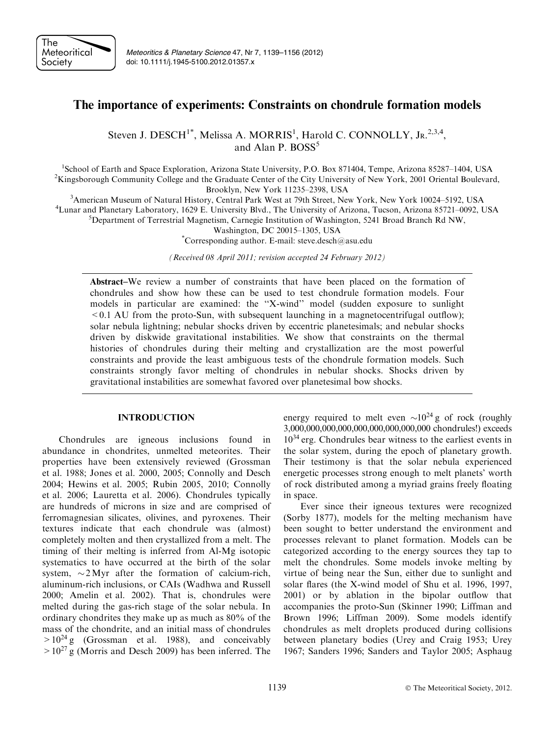# The importance of experiments: Constraints on chondrule formation models

Steven J. DESCH[1*], Melissa A. MORRIS[1], Harold C. CONNOLLY, Jr.[2,3,4], and Alan P. BOSS[5]

[1]School of Earth and Space Exploration, Arizona State University, P.O. Box 871404, Tempe, Arizona 85287–1404, USA

[2]Kingsborough Community College and the Graduate Center of the City University of New York, 2001 Oriental Boulevard, Brooklyn, New York 11235–2398, USA

[3]American Museum of Natural History, Central Park West at 79th Street, New York, New York 10024–5192, USA

[4]Lunar and Planetary Laboratory, 1629 E. University Blvd., The University of Arizona, Tucson, Arizona 85721–0092, USA

[5]Department of Terrestrial Magnetism, Carnegie Institution of Washington, 5241 Broad Branch Rd NW, Washington, DC 20015–1305, USA

[*]Corresponding author. E-mail: steve.desch@asu.edu

*(Received 08 April 2011; revision accepted 24 February 2012)*

**Abstract**–We review a number of constraints that have been placed on the formation of chondrules and show how these can be used to test chondrule formation models. Four models in particular are examined: the "X-wind" model (sudden exposure to sunlight $<0.1$ AU from the proto-Sun, with subsequent launching in a magnetocentrifugal outflow); solar nebula lightning; nebular shocks driven by eccentric planetesimals; and nebular shocks driven by diskwide gravitational instabilities. We show that constraints on the thermal histories of chondrules during their melting and crystallization are the most powerful constraints and provide the least ambiguous tests of the chondrule formation models. Such constraints strongly favor melting of chondrules in nebular shocks. Shocks driven by gravitational instabilities are somewhat favored over planetesimal bow shocks.

## INTRODUCTION

Chondrules are igneous inclusions found in abundance in chondrites, unmelted meteorites. Their properties have been extensively reviewed (Grossman et al. 1988; Jones et al. 2000, 2005; Connolly and Desch 2004; Hewins et al. 2005; Rubin 2005, 2010; Connolly et al. 2006; Lauretta et al. 2006). Chondrules typically are hundreds of microns in size and are comprised of ferromagnesian silicates, olivines, and pyroxenes. Their textures indicate that each chondrule was (almost) completely molten and then crystallized from a melt. The timing of their melting is inferred from Al-Mg isotopic systematics to have occurred at the birth of the solar system, $\sim$2 Myr after the formation of calcium-rich, aluminum-rich inclusions, or CAIs (Wadhwa and Russell 2000; Amelin et al. 2002). That is, chondrules were melted during the gas-rich stage of the solar nebula. In ordinary chondrites they make up as much as 80% of the mass of the chondrite, and an initial mass of chondrules $>10^{24}$ g (Grossman et al. 1988), and conceivably $>10^{27}$ g (Morris and Desch 2009) has been inferred. The energy required to melt even $\sim10^{24}$ g of rock (roughly 3,000,000,000,000,000,000,000,000,000 chondrules!) exceeds $10^{34}$ erg. Chondrules bear witness to the earliest events in the solar system, during the epoch of planetary growth. Their testimony is that the solar nebula experienced energetic processes strong enough to melt planets' worth of rock distributed among a myriad grains freely floating in space.

Ever since their igneous textures were recognized (Sorby 1877), models for the melting mechanism have been sought to better understand the environment and processes relevant to planet formation. Models can be categorized according to the energy sources they tap to melt the chondrules. Some models invoke melting by virtue of being near the Sun, either due to sunlight and solar flares (the X-wind model of Shu et al. 1996, 1997, 2001) or by ablation in the bipolar outflow that accompanies the proto-Sun (Skinner 1990; Liffman and Brown 1996; Liffman 2009). Some models identify chondrules as melt droplets produced during collisions between planetary bodies (Urey and Craig 1953; Urey 1967; Sanders 1996; Sanders and Taylor 2005; Asphaug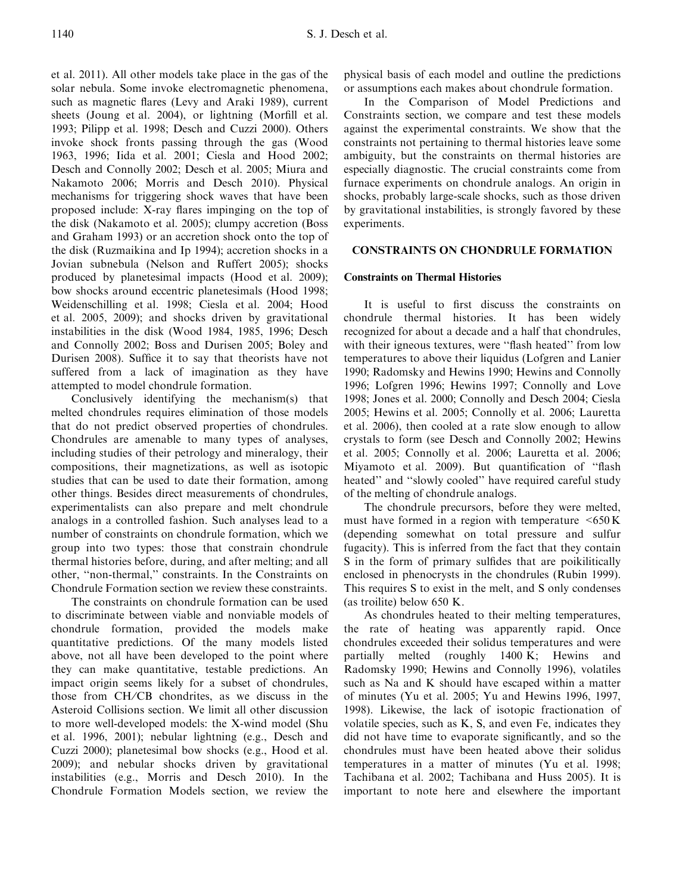et al. 2011). All other models take place in the gas of the solar nebula. Some invoke electromagnetic phenomena, such as magnetic flares (Levy and Araki 1989), current sheets (Joung et al. 2004), or lightning (Morfill et al. 1993; Pilipp et al. 1998; Desch and Cuzzi 2000). Others invoke shock fronts passing through the gas (Wood 1963, 1996; Iida et al. 2001; Ciesla and Hood 2002; Desch and Connolly 2002; Desch et al. 2005; Miura and Nakamoto 2006; Morris and Desch 2010). Physical mechanisms for triggering shock waves that have been proposed include: X-ray flares impinging on the top of the disk (Nakamoto et al. 2005); clumpy accretion (Boss and Graham 1993) or an accretion shock onto the top of the disk (Ruzmaikina and Ip 1994); accretion shocks in a Jovian subnebula (Nelson and Ruffert 2005); shocks produced by planetesimal impacts (Hood et al. 2009); bow shocks around eccentric planetesimals (Hood 1998; Weidenschilling et al. 1998; Ciesla et al. 2004; Hood et al. 2005, 2009); and shocks driven by gravitational instabilities in the disk (Wood 1984, 1985, 1996; Desch and Connolly 2002; Boss and Durisen 2005; Boley and Durisen 2008). Suffice it to say that theorists have not suffered from a lack of imagination as they have attempted to model chondrule formation.

Conclusively identifying the mechanism(s) that melted chondrules requires elimination of those models that do not predict observed properties of chondrules. Chondrules are amenable to many types of analyses, including studies of their petrology and mineralogy, their compositions, their magnetizations, as well as isotopic studies that can be used to date their formation, among other things. Besides direct measurements of chondrules, experimentalists can also prepare and melt chondrule analogs in a controlled fashion. Such analyses lead to a number of constraints on chondrule formation, which we group into two types: those that constrain chondrule thermal histories before, during, and after melting; and all other, ''non-thermal,'' constraints. In the Constraints on Chondrule Formation section we review these constraints.

The constraints on chondrule formation can be used to discriminate between viable and nonviable models of chondrule formation, provided the models make quantitative predictions. Of the many models listed above, not all have been developed to the point where they can make quantitative, testable predictions. An impact origin seems likely for a subset of chondrules, those from CH/CB chondrites, as we discuss in the Asteroid Collisions section. We limit all other discussion to more well-developed models: the X-wind model (Shu et al. 1996, 2001); nebular lightning (e.g., Desch and Cuzzi 2000); planetesimal bow shocks (e.g., Hood et al. 2009); and nebular shocks driven by gravitational instabilities (e.g., Morris and Desch 2010). In the Chondrule Formation Models section, we review the physical basis of each model and outline the predictions or assumptions each makes about chondrule formation.

In the Comparison of Model Predictions and Constraints section, we compare and test these models against the experimental constraints. We show that the constraints not pertaining to thermal histories leave some ambiguity, but the constraints on thermal histories are especially diagnostic. The crucial constraints come from furnace experiments on chondrule analogs. An origin in shocks, probably large-scale shocks, such as those driven by gravitational instabilities, is strongly favored by these experiments.

## CONSTRAINTS ON CHONDRULE FORMATION

### Constraints on Thermal Histories

It is useful to first discuss the constraints on chondrule thermal histories. It has been widely recognized for about a decade and a half that chondrules, with their igneous textures, were ''flash heated'' from low temperatures to above their liquidus (Lofgren and Lanier 1990; Radomsky and Hewins 1990; Hewins and Connolly 1996; Lofgren 1996; Hewins 1997; Connolly and Love 1998; Jones et al. 2000; Connolly and Desch 2004; Ciesla 2005; Hewins et al. 2005; Connolly et al. 2006; Lauretta et al. 2006), then cooled at a rate slow enough to allow crystals to form (see Desch and Connolly 2002; Hewins et al. 2005; Connolly et al. 2006; Lauretta et al. 2006; Miyamoto et al. 2009). But quantification of ''flash heated'' and ''slowly cooled'' have required careful study of the melting of chondrule analogs.

The chondrule precursors, before they were melted, must have formed in a region with temperature $<650$ K (depending somewhat on total pressure and sulfur fugacity). This is inferred from the fact that they contain S in the form of primary sulfides that are poikilitically enclosed in phenocrysts in the chondrules (Rubin 1999). This requires S to exist in the melt, and S only condenses (as troilite) below 650 K.

As chondrules heated to their melting temperatures, the rate of heating was apparently rapid. Once chondrules exceeded their solidus temperatures and were partially melted (roughly 1400 K; Hewins and Radomsky 1990; Hewins and Connolly 1996), volatiles such as Na and K should have escaped within a matter of minutes (Yu et al. 2005; Yu and Hewins 1996, 1997, 1998). Likewise, the lack of isotopic fractionation of volatile species, such as K, S, and even Fe, indicates they did not have time to evaporate significantly, and so the chondrules must have been heated above their solidus temperatures in a matter of minutes (Yu et al. 1998; Tachibana et al. 2002; Tachibana and Huss 2005). It is important to note here and elsewhere the important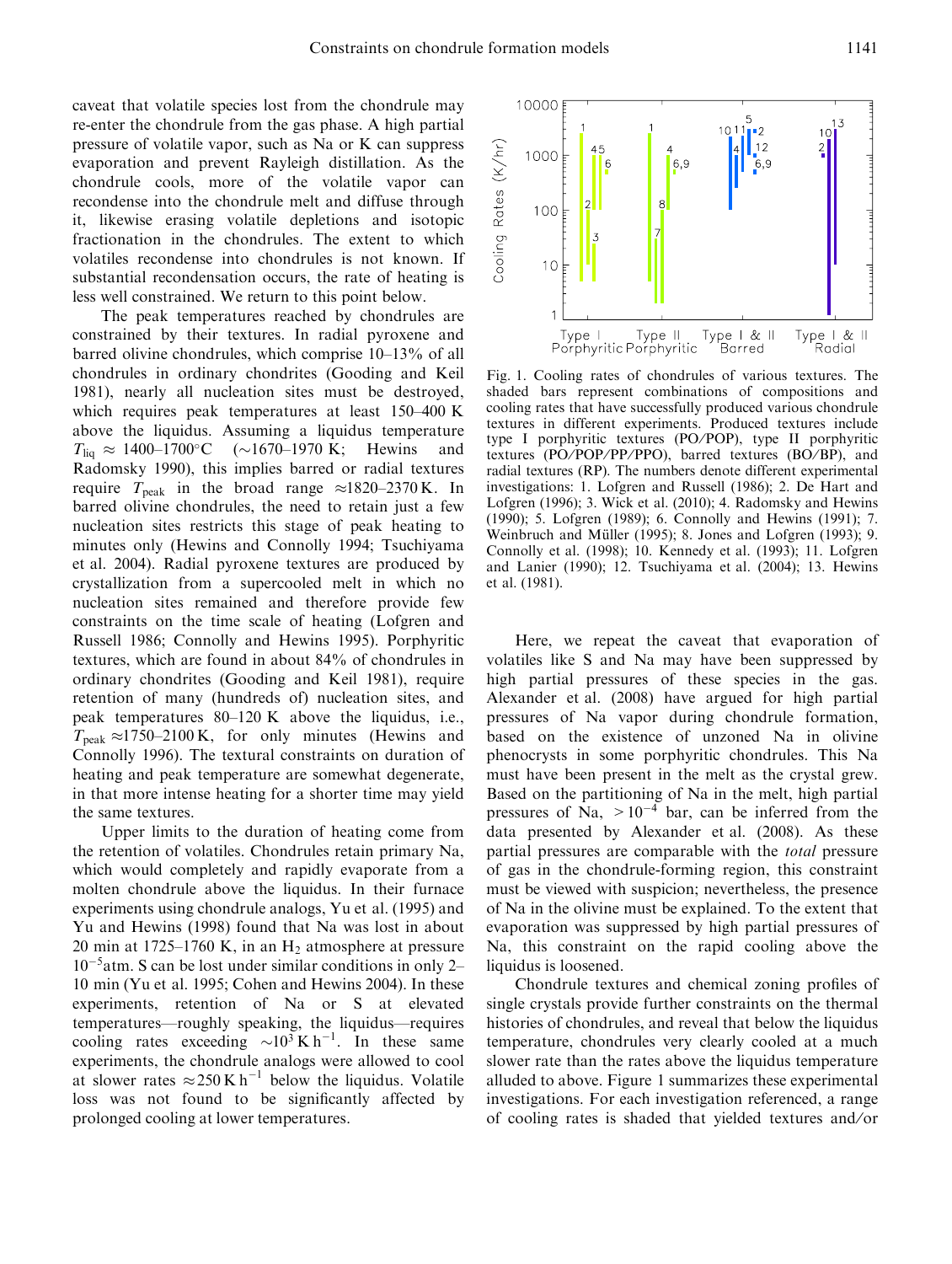caveat that volatile species lost from the chondrule may re-enter the chondrule from the gas phase. A high partial pressure of volatile vapor, such as Na or K can suppress evaporation and prevent Rayleigh distillation. As the chondrule cools, more of the volatile vapor can recondense into the chondrule melt and diffuse through it, likewise erasing volatile depletions and isotopic fractionation in the chondrules. The extent to which volatiles recondense into chondrules is not known. If substantial recondensation occurs, the rate of heating is less well constrained. We return to this point below.

The peak temperatures reached by chondrules are constrained by their textures. In radial pyroxene and barred olivine chondrules, which comprise 10–13% of all chondrules in ordinary chondrites (Gooding and Keil 1981), nearly all nucleation sites must be destroyed, which requires peak temperatures at least 150–400 K above the liquidus. Assuming a liquidus temperature $T_{\rm liq} \approx$ 1400–1700°C (~1670–1970 K; Hewins and Radomsky 1990), this implies barred or radial textures require $T_{\rm peak}$ in the broad range ≈1820–2370 K. In barred olivine chondrules, the need to retain just a few nucleation sites restricts this stage of peak heating to minutes only (Hewins and Connolly 1994; Tsuchiyama et al. 2004). Radial pyroxene textures are produced by crystallization from a supercooled melt in which no nucleation sites remained and therefore provide few constraints on the time scale of heating (Lofgren and Russell 1986; Connolly and Hewins 1995). Porphyritic textures, which are found in about 84% of chondrules in ordinary chondrites (Gooding and Keil 1981), require retention of many (hundreds of) nucleation sites, and peak temperatures 80–120 K above the liquidus, i.e., $T_{\rm peak}$ ≈1750–2100 K, for only minutes (Hewins and Connolly 1996). The textural constraints on duration of heating and peak temperature are somewhat degenerate, in that more intense heating for a shorter time may yield the same textures.

Upper limits to the duration of heating come from the retention of volatiles. Chondrules retain primary Na, which would completely and rapidly evaporate from a molten chondrule above the liquidus. In their furnace experiments using chondrule analogs, Yu et al. (1995) and Yu and Hewins (1998) found that Na was lost in about 20 min at 1725–1760 K, in an $H_2$ atmosphere at pressure $10^{-5}$atm. S can be lost under similar conditions in only 2–10 min (Yu et al. 1995; Cohen and Hewins 2004). In these experiments, retention of Na or S at elevated temperatures—roughly speaking, the liquidus—requires cooling rates exceeding $\sim 10^3\ {\rm K\,h^{-1}}$. In these same experiments, the chondrule analogs were allowed to cool at slower rates $\approx 250\ {\rm K\,h^{-1}}$ below the liquidus. Volatile loss was not found to be significantly affected by prolonged cooling at lower temperatures.

Fig. 1. Cooling rates of chondrules of various textures. The shaded bars represent combinations of compositions and cooling rates that have successfully produced various chondrule textures in different experiments. Produced textures include type I porphyritic textures (PO/POP), type II porphyritic textures (PO/POP/PP/PPO), barred textures (BO/BP), and radial textures (RP). The numbers denote different experimental investigations: 1. Lofgren and Russell (1986); 2. De Hart and Lofgren (1996); 3. Wick et al. (2010); 4. Radomsky and Hewins (1990); 5. Lofgren (1989); 6. Connolly and Hewins (1991); 7. Weinbruch and Müller (1995); 8. Jones and Lofgren (1993); 9. Connolly et al. (1998); 10. Kennedy et al. (1993); 11. Lofgren and Lanier (1990); 12. Tsuchiyama et al. (2004); 13. Hewins et al. (1981).

Here, we repeat the caveat that evaporation of volatiles like S and Na may have been suppressed by high partial pressures of these species in the gas. Alexander et al. (2008) have argued for high partial pressures of Na vapor during chondrule formation, based on the existence of unzoned Na in olivine phenocrysts in some porphyritic chondrules. This Na must have been present in the melt as the crystal grew. Based on the partitioning of Na in the melt, high partial pressures of Na, $>10^{-4}$ bar, can be inferred from the data presented by Alexander et al. (2008). As these partial pressures are comparable with the *total* pressure of gas in the chondrule-forming region, this constraint must be viewed with suspicion; nevertheless, the presence of Na in the olivine must be explained. To the extent that evaporation was suppressed by high partial pressures of Na, this constraint on the rapid cooling above the liquidus is loosened.

Chondrule textures and chemical zoning profiles of single crystals provide further constraints on the thermal histories of chondrules, and reveal that below the liquidus temperature, chondrules very clearly cooled at a much slower rate than the rates above the liquidus temperature alluded to above. Figure 1 summarizes these experimental investigations. For each investigation referenced, a range of cooling rates is shaded that yielded textures and/or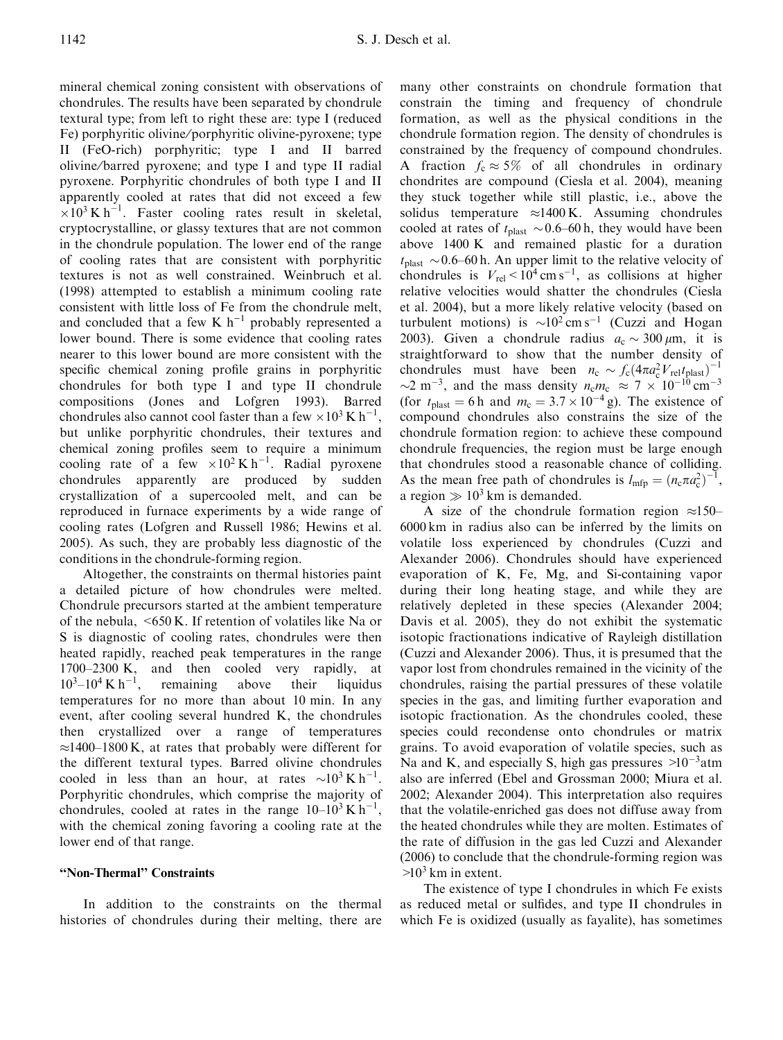mineral chemical zoning consistent with observations of chondrules. The results have been separated by chondrule textural type; from left to right these are: type I (reduced Fe) porphyritic olivine/porphyritic olivine-pyroxene; type II (FeO-rich) porphyritic; type I and II barred olivine/barred pyroxene; and type I and type II radial pyroxene. Porphyritic chondrules of both type I and II apparently cooled at rates that did not exceed a few $\times 10^3$ K h$^{-1}$. Faster cooling rates result in skeletal, cryptocrystalline, or glassy textures that are not common in the chondrule population. The lower end of the range of cooling rates that are consistent with porphyritic textures is not as well constrained. Weinbruch et al. (1998) attempted to establish a minimum cooling rate consistent with little loss of Fe from the chondrule melt, and concluded that a few K h$^{-1}$ probably represented a lower bound. There is some evidence that cooling rates nearer to this lower bound are more consistent with the specific chemical zoning profile grains in porphyritic chondrules for both type I and type II chondrule compositions (Jones and Lofgren 1993). Barred chondrules also cannot cool faster than a few $\times 10^3$ K h$^{-1}$, but unlike porphyritic chondrules, their textures and chemical zoning profiles seem to require a minimum cooling rate of a few $\times 10^2$ K h$^{-1}$. Radial pyroxene chondrules apparently are produced by sudden crystallization of a supercooled melt, and can be reproduced in furnace experiments by a wide range of cooling rates (Lofgren and Russell 1986; Hewins et al. 2005). As such, they are probably less diagnostic of the conditions in the chondrule-forming region.

Altogether, the constraints on thermal histories paint a detailed picture of how chondrules were melted. Chondrule precursors started at the ambient temperature of the nebula, <650 K. If retention of volatiles like Na or S is diagnostic of cooling rates, chondrules were then heated rapidly, reached peak temperatures in the range 1700–2300 K, and then cooled very rapidly, at $10^3$–$10^4$ K h$^{-1}$, remaining above their liquidus temperatures for no more than about 10 min. In any event, after cooling several hundred K, the chondrules then crystallized over a range of temperatures ≈1400–1800 K, at rates that probably were different for the different textural types. Barred olivine chondrules cooled in less than an hour, at rates $\sim 10^3$ K h$^{-1}$. Porphyritic chondrules, which comprise the majority of chondrules, cooled at rates in the range $10$–$10^3$ K h$^{-1}$, with the chemical zoning favoring a cooling rate at the lower end of that range.

## "Non-Thermal" Constraints

In addition to the constraints on the thermal histories of chondrules during their melting, there are many other constraints on chondrule formation that constrain the timing and frequency of chondrule formation, as well as the physical conditions in the chondrule formation region. The density of chondrules is constrained by the frequency of compound chondrules. A fraction $f_c \approx 5\%$ of all chondrules in ordinary chondrites are compound (Ciesla et al. 2004), meaning they stuck together while still plastic, i.e., above the solidus temperature ≈1400 K. Assuming chondrules cooled at rates of $t_{\rm plast} \sim 0.6$–60 h, they would have been above 1400 K and remained plastic for a duration $t_{\rm plast} \sim 0.6$–60 h. An upper limit to the relative velocity of chondrules is $V_{\rm rel} < 10^4$ cm s$^{-1}$, as collisions at higher relative velocities would shatter the chondrules (Ciesla et al. 2004), but a more likely relative velocity (based on turbulent motions) is $\sim 10^2$ cm s$^{-1}$ (Cuzzi and Hogan 2003). Given a chondrule radius $a_c \sim 300\,\mu$m, it is straightforward to show that the number density of chondrules must have been $n_c \sim f_c (4\pi a_c^2 V_{\rm rel} t_{\rm plast})^{-1}$ $\sim 2$ m$^{-3}$, and the mass density $n_c m_c \approx 7 \times 10^{-10}$ cm$^{-3}$ (for $t_{\rm plast} = 6$ h and $m_c = 3.7 \times 10^{-4}$ g). The existence of compound chondrules also constrains the size of the chondrule formation region: to achieve these compound chondrule frequencies, the region must be large enough that chondrules stood a reasonable chance of colliding. As the mean free path of chondrules is $l_{\rm mfp} = (n_c \pi a_c^2)^{-1}$, a region $\gg 10^3$ km is demanded.

A size of the chondrule formation region ≈150–6000 km in radius also can be inferred by the limits on volatile loss experienced by chondrules (Cuzzi and Alexander 2006). Chondrules should have experienced evaporation of K, Fe, Mg, and Si-containing vapor during their long heating stage, and while they are relatively depleted in these species (Alexander 2004; Davis et al. 2005), they do not exhibit the systematic isotopic fractionations indicative of Rayleigh distillation (Cuzzi and Alexander 2006). Thus, it is presumed that the vapor lost from chondrules remained in the vicinity of the chondrules, raising the partial pressures of these volatile species in the gas, and limiting further evaporation and isotopic fractionation. As the chondrules cooled, these species could recondense onto chondrules or matrix grains. To avoid evaporation of volatile species, such as Na and K, and especially S, high gas pressures $>10^{-3}$atm also are inferred (Ebel and Grossman 2000; Miura et al. 2002; Alexander 2004). This interpretation also requires that the volatile-enriched gas does not diffuse away from the heated chondrules while they are molten. Estimates of the rate of diffusion in the gas led Cuzzi and Alexander (2006) to conclude that the chondrule-forming region was $>10^3$ km in extent.

The existence of type I chondrules in which Fe exists as reduced metal or sulfides, and type II chondrules in which Fe is oxidized (usually as fayalite), has sometimes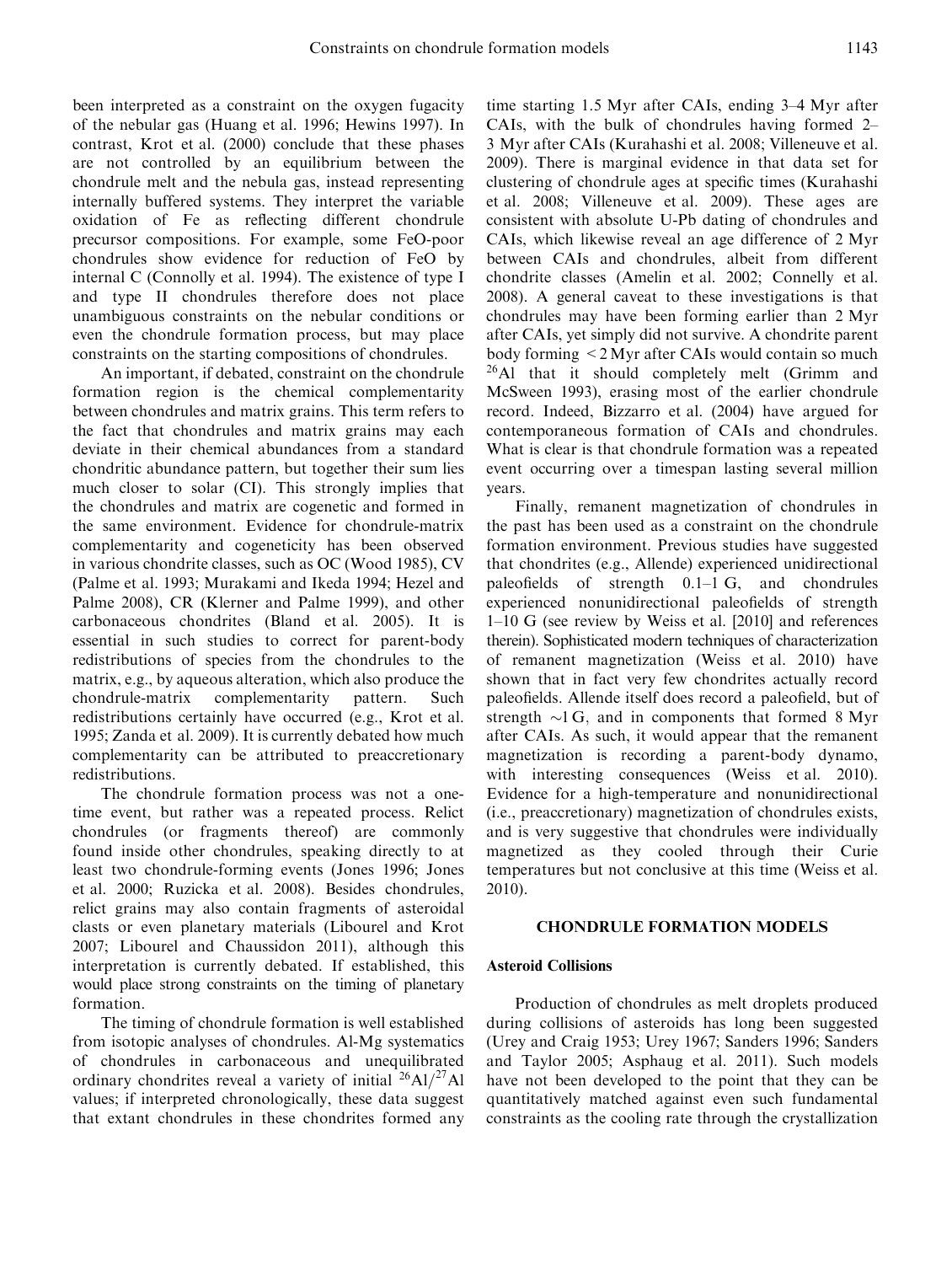been interpreted as a constraint on the oxygen fugacity of the nebular gas (Huang et al. 1996; Hewins 1997). In contrast, Krot et al. (2000) conclude that these phases are not controlled by an equilibrium between the chondrule melt and the nebula gas, instead representing internally buffered systems. They interpret the variable oxidation of Fe as reflecting different chondrule precursor compositions. For example, some FeO-poor chondrules show evidence for reduction of FeO by internal C (Connolly et al. 1994). The existence of type I and type II chondrules therefore does not place unambiguous constraints on the nebular conditions or even the chondrule formation process, but may place constraints on the starting compositions of chondrules.

An important, if debated, constraint on the chondrule formation region is the chemical complementarity between chondrules and matrix grains. This term refers to the fact that chondrules and matrix grains may each deviate in their chemical abundances from a standard chondritic abundance pattern, but together their sum lies much closer to solar (CI). This strongly implies that the chondrules and matrix are cogenetic and formed in the same environment. Evidence for chondrule-matrix complementarity and cogeneticity has been observed in various chondrite classes, such as OC (Wood 1985), CV (Palme et al. 1993; Murakami and Ikeda 1994; Hezel and Palme 2008), CR (Klerner and Palme 1999), and other carbonaceous chondrites (Bland et al. 2005). It is essential in such studies to correct for parent-body redistributions of species from the chondrules to the matrix, e.g., by aqueous alteration, which also produce the chondrule-matrix complementarity pattern. Such redistributions certainly have occurred (e.g., Krot et al. 1995; Zanda et al. 2009). It is currently debated how much complementarity can be attributed to preaccretionary redistributions.

The chondrule formation process was not a one-time event, but rather was a repeated process. Relict chondrules (or fragments thereof) are commonly found inside other chondrules, speaking directly to at least two chondrule-forming events (Jones 1996; Jones et al. 2000; Ruzicka et al. 2008). Besides chondrules, relict grains may also contain fragments of asteroidal clasts or even planetary materials (Libourel and Krot 2007; Libourel and Chaussidon 2011), although this interpretation is currently debated. If established, this would place strong constraints on the timing of planetary formation.

The timing of chondrule formation is well established from isotopic analyses of chondrules. Al-Mg systematics of chondrules in carbonaceous and unequilibrated ordinary chondrites reveal a variety of initial $^{26}Al/^{27}Al$ values; if interpreted chronologically, these data suggest that extant chondrules in these chondrites formed any time starting 1.5 Myr after CAIs, ending 3–4 Myr after CAIs, with the bulk of chondrules having formed 2–3 Myr after CAIs (Kurahashi et al. 2008; Villeneuve et al. 2009). There is marginal evidence in that data set for clustering of chondrule ages at specific times (Kurahashi et al. 2008; Villeneuve et al. 2009). These ages are consistent with absolute U-Pb dating of chondrules and CAIs, which likewise reveal an age difference of 2 Myr between CAIs and chondrules, albeit from different chondrite classes (Amelin et al. 2002; Connelly et al. 2008). A general caveat to these investigations is that chondrules may have been forming earlier than 2 Myr after CAIs, yet simply did not survive. A chondrite parent body forming < 2 Myr after CAIs would contain so much $^{26}Al$ that it should completely melt (Grimm and McSween 1993), erasing most of the earlier chondrule record. Indeed, Bizzarro et al. (2004) have argued for contemporaneous formation of CAIs and chondrules. What is clear is that chondrule formation was a repeated event occurring over a timespan lasting several million years.

Finally, remanent magnetization of chondrules in the past has been used as a constraint on the chondrule formation environment. Previous studies have suggested that chondrites (e.g., Allende) experienced unidirectional paleofields of strength 0.1–1 G, and chondrules experienced nonunidirectional paleofields of strength 1–10 G (see review by Weiss et al. [2010] and references therein). Sophisticated modern techniques of characterization of remanent magnetization (Weiss et al. 2010) have shown that in fact very few chondrites actually record paleofields. Allende itself does record a paleofield, but of strength ~1 G, and in components that formed 8 Myr after CAIs. As such, it would appear that the remanent magnetization is recording a parent-body dynamo, with interesting consequences (Weiss et al. 2010). Evidence for a high-temperature and nonunidirectional (i.e., preaccretionary) magnetization of chondrules exists, and is very suggestive that chondrules were individually magnetized as they cooled through their Curie temperatures but not conclusive at this time (Weiss et al. 2010).

## CHONDRULE FORMATION MODELS

### Asteroid Collisions

Production of chondrules as melt droplets produced during collisions of asteroids has long been suggested (Urey and Craig 1953; Urey 1967; Sanders 1996; Sanders and Taylor 2005; Asphaug et al. 2011). Such models have not been developed to the point that they can be quantitatively matched against even such fundamental constraints as the cooling rate through the crystallization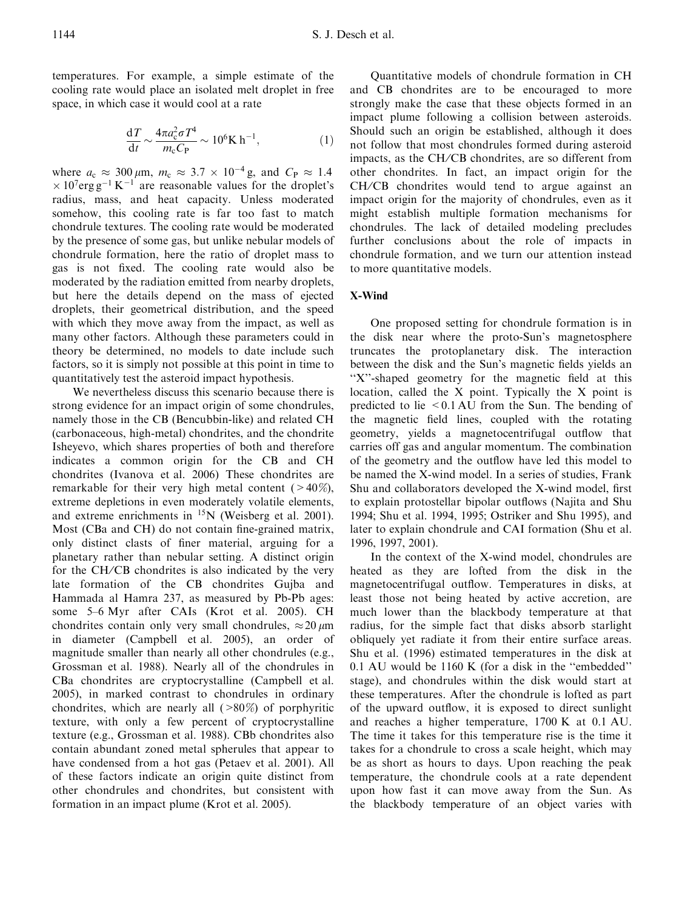temperatures. For example, a simple estimate of the cooling rate would place an isolated melt droplet in free space, in which case it would cool at a rate

$$\frac{dT}{dt} \sim \frac{4\pi a_c^2 \sigma T^4}{m_c C_P} \sim 10^6 \mathrm{K\,h^{-1}}, \tag{1}$$

where $a_c \approx 300\,\mu$m, $m_c \approx 3.7 \times 10^{-4}$ g, and $C_P \approx 1.4 \times 10^7 \mathrm{erg\,g^{-1}\,K^{-1}}$ are reasonable values for the droplet's radius, mass, and heat capacity. Unless moderated somehow, this cooling rate is far too fast to match chondrule textures. The cooling rate would be moderated by the presence of some gas, but unlike nebular models of chondrule formation, here the ratio of droplet mass to gas is not fixed. The cooling rate would also be moderated by the radiation emitted from nearby droplets, but here the details depend on the mass of ejected droplets, their geometrical distribution, and the speed with which they move away from the impact, as well as many other factors. Although these parameters could in theory be determined, no models to date include such factors, so it is simply not possible at this point in time to quantitatively test the asteroid impact hypothesis.

We nevertheless discuss this scenario because there is strong evidence for an impact origin of some chondrules, namely those in the CB (Bencubbin-like) and related CH (carbonaceous, high-metal) chondrites, and the chondrite Isheyevo, which shares properties of both and therefore indicates a common origin for the CB and CH chondrites (Ivanova et al. 2006) These chondrites are remarkable for their very high metal content (>40%), extreme depletions in even moderately volatile elements, and extreme enrichments in $^{15}$N (Weisberg et al. 2001). Most (CBa and CH) do not contain fine-grained matrix, only distinct clasts of finer material, arguing for a planetary rather than nebular setting. A distinct origin for the CH/CB chondrites is also indicated by the very late formation of the CB chondrites Gujba and Hammada al Hamra 237, as measured by Pb-Pb ages: some 5–6 Myr after CAIs (Krot et al. 2005). CH chondrites contain only very small chondrules, $\approx 20\,\mu$m in diameter (Campbell et al. 2005), an order of magnitude smaller than nearly all other chondrules (e.g., Grossman et al. 1988). Nearly all of the chondrules in CBa chondrites are cryptocrystalline (Campbell et al. 2005), in marked contrast to chondrules in ordinary chondrites, which are nearly all (>80%) of porphyritic texture, with only a few percent of cryptocrystalline texture (e.g., Grossman et al. 1988). CBb chondrites also contain abundant zoned metal spherules that appear to have condensed from a hot gas (Petaev et al. 2001). All of these factors indicate an origin quite distinct from other chondrules and chondrites, but consistent with formation in an impact plume (Krot et al. 2005).

Quantitative models of chondrule formation in CH and CB chondrites are to be encouraged to more strongly make the case that these objects formed in an impact plume following a collision between asteroids. Should such an origin be established, although it does not follow that most chondrules formed during asteroid impacts, as the CH/CB chondrites, are so different from other chondrites. In fact, an impact origin for the CH/CB chondrites would tend to argue against an impact origin for the majority of chondrules, even as it might establish multiple formation mechanisms for chondrules. The lack of detailed modeling precludes further conclusions about the role of impacts in chondrule formation, and we turn our attention instead to more quantitative models.

## X-Wind

One proposed setting for chondrule formation is in the disk near where the proto-Sun's magnetosphere truncates the protoplanetary disk. The interaction between the disk and the Sun's magnetic fields yields an "X"-shaped geometry for the magnetic field at this location, called the X point. Typically the X point is predicted to lie <0.1 AU from the Sun. The bending of the magnetic field lines, coupled with the rotating geometry, yields a magnetocentrifugal outflow that carries off gas and angular momentum. The combination of the geometry and the outflow have led this model to be named the X-wind model. In a series of studies, Frank Shu and collaborators developed the X-wind model, first to explain protostellar bipolar outflows (Najita and Shu 1994; Shu et al. 1994, 1995; Ostriker and Shu 1995), and later to explain chondrule and CAI formation (Shu et al. 1996, 1997, 2001).

In the context of the X-wind model, chondrules are heated as they are lofted from the disk in the magnetocentrifugal outflow. Temperatures in disks, at least those not being heated by active accretion, are much lower than the blackbody temperature at that radius, for the simple fact that disks absorb starlight obliquely yet radiate it from their entire surface areas. Shu et al. (1996) estimated temperatures in the disk at 0.1 AU would be 1160 K (for a disk in the "embedded" stage), and chondrules within the disk would start at these temperatures. After the chondrule is lofted as part of the upward outflow, it is exposed to direct sunlight and reaches a higher temperature, 1700 K at 0.1 AU. The time it takes for this temperature rise is the time it takes for a chondrule to cross a scale height, which may be as short as hours to days. Upon reaching the peak temperature, the chondrule cools at a rate dependent upon how fast it can move away from the Sun. As the blackbody temperature of an object varies with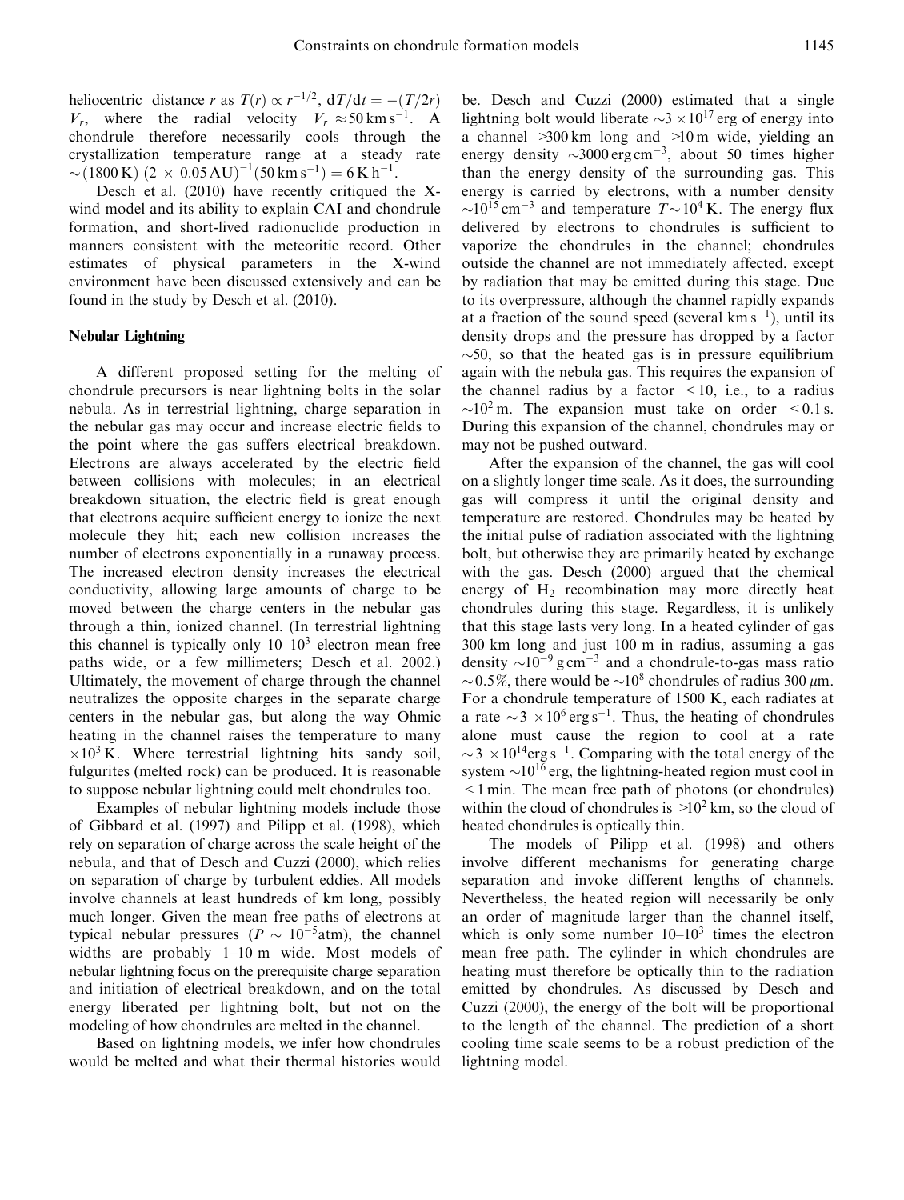heliocentric distance $r$ as $T(r) \propto r^{-1/2}$, $dT/dt = -(T/2r) V_r$, where the radial velocity $V_r \approx 50\,\mathrm{km\,s^{-1}}$. A chondrule therefore necessarily cools through the crystallization temperature range at a steady rate $\sim(1800\,\mathrm{K})\,(2 \times 0.05\,\mathrm{AU})^{-1}(50\,\mathrm{km\,s^{-1}}) = 6\,\mathrm{K\,h^{-1}}$.

Desch et al. (2010) have recently critiqued the X-wind model and its ability to explain CAI and chondrule formation, and short-lived radionuclide production in manners consistent with the meteoritic record. Other estimates of physical parameters in the X-wind environment have been discussed extensively and can be found in the study by Desch et al. (2010).

### Nebular Lightning

A different proposed setting for the melting of chondrule precursors is near lightning bolts in the solar nebula. As in terrestrial lightning, charge separation in the nebular gas may occur and increase electric fields to the point where the gas suffers electrical breakdown. Electrons are always accelerated by the electric field between collisions with molecules; in an electrical breakdown situation, the electric field is great enough that electrons acquire sufficient energy to ionize the next molecule they hit; each new collision increases the number of electrons exponentially in a runaway process. The increased electron density increases the electrical conductivity, allowing large amounts of charge to be moved between the charge centers in the nebular gas through a thin, ionized channel. (In terrestrial lightning this channel is typically only 10–$10^3$ electron mean free paths wide, or a few millimeters; Desch et al. 2002.) Ultimately, the movement of charge through the channel neutralizes the opposite charges in the separate charge centers in the nebular gas, but along the way Ohmic heating in the channel raises the temperature to many $\times 10^3$ K. Where terrestrial lightning hits sandy soil, fulgurites (melted rock) can be produced. It is reasonable to suppose nebular lightning could melt chondrules too.

Examples of nebular lightning models include those of Gibbard et al. (1997) and Pilipp et al. (1998), which rely on separation of charge across the scale height of the nebula, and that of Desch and Cuzzi (2000), which relies on separation of charge by turbulent eddies. All models involve channels at least hundreds of km long, possibly much longer. Given the mean free paths of electrons at typical nebular pressures ($P \sim 10^{-5}$atm), the channel widths are probably 1–10 m wide. Most models of nebular lightning focus on the prerequisite charge separation and initiation of electrical breakdown, and on the total energy liberated per lightning bolt, but not on the modeling of how chondrules are melted in the channel.

Based on lightning models, we infer how chondrules would be melted and what their thermal histories would be. Desch and Cuzzi (2000) estimated that a single lightning bolt would liberate $\sim 3 \times 10^{17}$ erg of energy into a channel >300 km long and >10 m wide, yielding an energy density $\sim 3000\,\mathrm{erg\,cm^{-3}}$, about 50 times higher than the energy density of the surrounding gas. This energy is carried by electrons, with a number density $\sim 10^{15}\,\mathrm{cm^{-3}}$ and temperature $T \sim 10^4$ K. The energy flux delivered by electrons to chondrules is sufficient to vaporize the chondrules in the channel; chondrules outside the channel are not immediately affected, except by radiation that may be emitted during this stage. Due to its overpressure, although the channel rapidly expands at a fraction of the sound speed (several $\mathrm{km\,s^{-1}}$), until its density drops and the pressure has dropped by a factor $\sim 50$, so that the heated gas is in pressure equilibrium again with the nebula gas. This requires the expansion of the channel radius by a factor <10, i.e., to a radius $\sim 10^2$ m. The expansion must take on order <0.1 s. During this expansion of the channel, chondrules may or may not be pushed outward.

After the expansion of the channel, the gas will cool on a slightly longer time scale. As it does, the surrounding gas will compress it until the original density and temperature are restored. Chondrules may be heated by the initial pulse of radiation associated with the lightning bolt, but otherwise they are primarily heated by exchange with the gas. Desch (2000) argued that the chemical energy of $H_2$ recombination may more directly heat chondrules during this stage. Regardless, it is unlikely that this stage lasts very long. In a heated cylinder of gas 300 km long and just 100 m in radius, assuming a gas density $\sim 10^{-9}\,\mathrm{g\,cm^{-3}}$ and a chondrule-to-gas mass ratio $\sim 0.5\%$, there would be $\sim 10^8$ chondrules of radius 300 $\mu$m. For a chondrule temperature of 1500 K, each radiates at a rate $\sim 3 \times 10^6\,\mathrm{erg\,s^{-1}}$. Thus, the heating of chondrules alone must cause the region to cool at a rate $\sim 3 \times 10^{14}\mathrm{erg\,s^{-1}}$. Comparing with the total energy of the system $\sim 10^{16}$ erg, the lightning-heated region must cool in <1 min. The mean free path of photons (or chondrules) within the cloud of chondrules is $>10^2$ km, so the cloud of heated chondrules is optically thin.

The models of Pilipp et al. (1998) and others involve different mechanisms for generating charge separation and invoke different lengths of channels. Nevertheless, the heated region will necessarily be only an order of magnitude larger than the channel itself, which is only some number 10–$10^3$ times the electron mean free path. The cylinder in which chondrules are heating must therefore be optically thin to the radiation emitted by chondrules. As discussed by Desch and Cuzzi (2000), the energy of the bolt will be proportional to the length of the channel. The prediction of a short cooling time scale seems to be a robust prediction of the lightning model.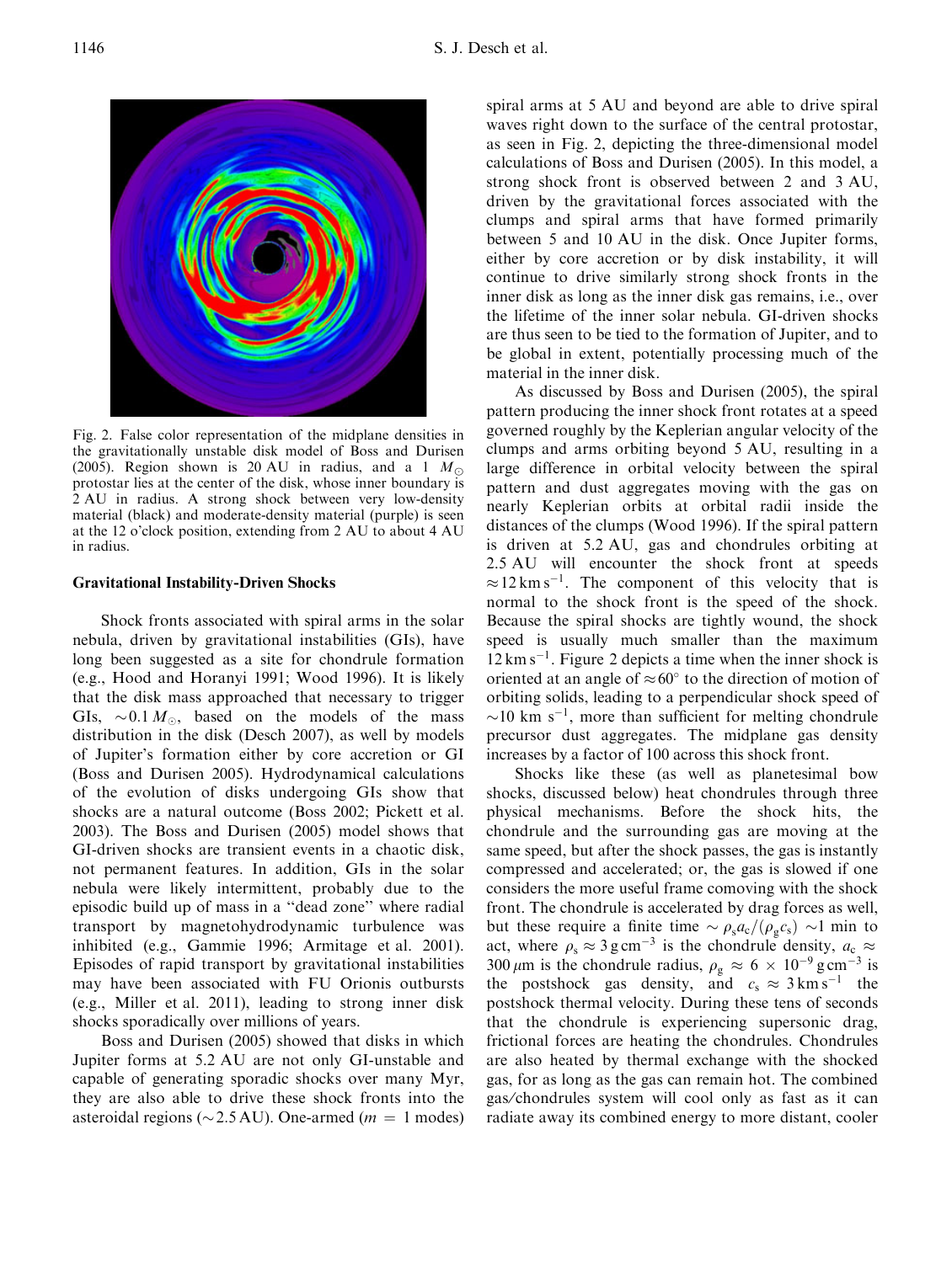Fig. 2. False color representation of the midplane densities in the gravitationally unstable disk model of Boss and Durisen (2005). Region shown is 20 AU in radius, and a 1 $M_{\odot}$ protostar lies at the center of the disk, whose inner boundary is 2 AU in radius. A strong shock between very low-density material (black) and moderate-density material (purple) is seen at the 12 o'clock position, extending from 2 AU to about 4 AU in radius.

### Gravitational Instability-Driven Shocks

Shock fronts associated with spiral arms in the solar nebula, driven by gravitational instabilities (GIs), have long been suggested as a site for chondrule formation (e.g., Hood and Horanyi 1991; Wood 1996). It is likely that the disk mass approached that necessary to trigger GIs, $\sim 0.1\,M_{\odot}$, based on the models of the mass distribution in the disk (Desch 2007), as well by models of Jupiter's formation either by core accretion or by GI (Boss and Durisen 2005). Hydrodynamical calculations of the evolution of disks undergoing GIs show that shocks are a natural outcome (Boss 2002; Pickett et al. 2003). The Boss and Durisen (2005) model shows that GI-driven shocks are transient events in a chaotic disk, not permanent features. In addition, GIs in the solar nebula were likely intermittent, probably due to the episodic build up of mass in a "dead zone" where radial transport by magnetohydrodynamic turbulence was inhibited (e.g., Gammie 1996; Armitage et al. 2001). Episodes of rapid transport by gravitational instabilities may have been associated with FU Orionis outbursts (e.g., Miller et al. 2011), leading to strong inner disk shocks sporadically over millions of years.

Boss and Durisen (2005) showed that disks in which Jupiter forms at 5.2 AU are not only GI-unstable and capable of generating sporadic shocks over many Myr, they are also able to drive these shock fronts into the asteroidal regions ($\sim$2.5 AU). One-armed ($m = 1$ modes) spiral arms at 5 AU and beyond are able to drive spiral waves right down to the surface of the central protostar, as seen in Fig. 2, depicting the three-dimensional model calculations of Boss and Durisen (2005). In this model, a strong shock front is observed between 2 and 3 AU, driven by the gravitational forces associated with the clumps and spiral arms that have formed primarily between 5 and 10 AU in the disk. Once Jupiter forms, either by core accretion or by disk instability, it will continue to drive similarly strong shock fronts in the inner disk as long as the inner disk gas remains, i.e., over the lifetime of the inner solar nebula. GI-driven shocks are thus seen to be tied to the formation of Jupiter, and to be global in extent, potentially processing much of the material in the inner disk.

As discussed by Boss and Durisen (2005), the spiral pattern producing the inner shock front rotates at a speed governed roughly by the Keplerian angular velocity of the clumps and arms orbiting beyond 5 AU, resulting in a large difference in orbital velocity between the spiral pattern and dust aggregates moving with the gas on nearly Keplerian orbits at orbital radii inside the distances of the clumps (Wood 1996). If the spiral pattern is driven at 5.2 AU, gas and chondrules orbiting at 2.5 AU will encounter the shock front at speeds $\approx 12\,\mathrm{km\,s^{-1}}$. The component of this velocity that is normal to the shock front is the speed of the shock. Because the spiral shocks are tightly wound, the shock speed is usually much smaller than the maximum $12\,\mathrm{km\,s^{-1}}$. Figure 2 depicts a time when the inner shock is oriented at an angle of $\approx 60°$ to the direction of motion of orbiting solids, leading to a perpendicular shock speed of $\sim$10 km s$^{-1}$, more than sufficient for melting chondrule precursor dust aggregates. The midplane gas density increases by a factor of 100 across this shock front.

Shocks like these (as well as planetesimal bow shocks, discussed below) heat chondrules through three physical mechanisms. Before the shock hits, the chondrule and the surrounding gas are moving at the same speed, but after the shock passes, the gas is instantly compressed and accelerated; or, the gas is slowed if one considers the more useful frame comoving with the shock front. The chondrule is accelerated by drag forces as well, but these require a finite time $\sim \rho_{\rm s} a_{\rm c}/(\rho_{\rm g} c_{\rm s})$ $\sim$1 min to act, where $\rho_{\rm s} \approx 3\,\mathrm{g\,cm^{-3}}$ is the chondrule density, $a_{\rm c} \approx 300\,\mu\mathrm{m}$ is the chondrule radius, $\rho_{\rm g} \approx 6 \times 10^{-9}\,\mathrm{g\,cm^{-3}}$ is the postshock gas density, and $c_{\rm s} \approx 3\,\mathrm{km\,s^{-1}}$ the postshock thermal velocity. During these tens of seconds that the chondrule is experiencing supersonic drag, frictional forces are heating the chondrules. Chondrules are also heated by thermal exchange with the shocked gas, for as long as the gas can remain hot. The combined gas/chondrules system will cool only as fast as it can radiate away its combined energy to more distant, cooler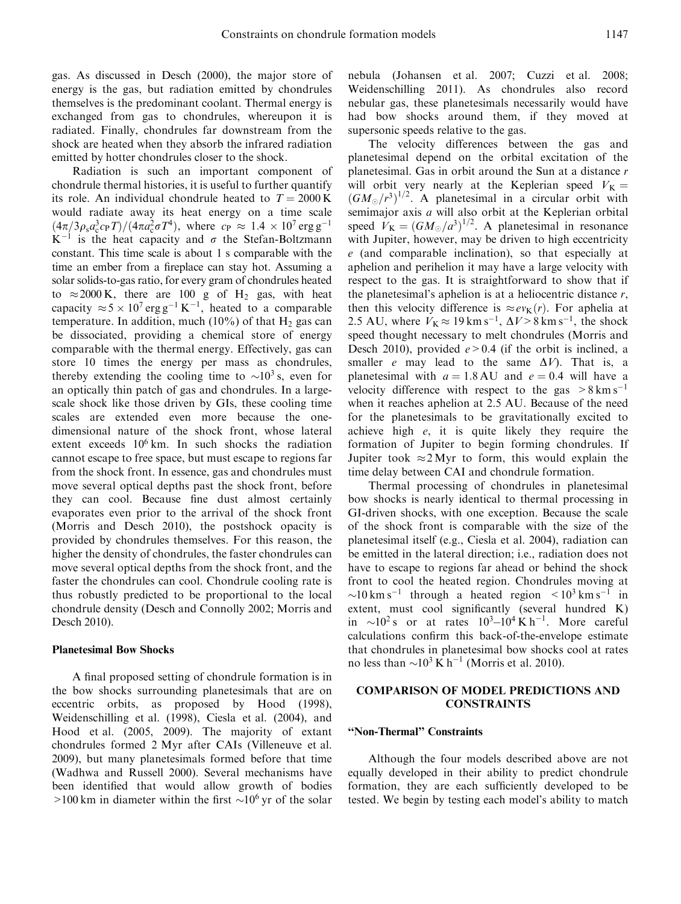gas. As discussed in Desch (2000), the major store of energy is the gas, but radiation emitted by chondrules themselves is the predominant coolant. Thermal energy is exchanged from gas to chondrules, whereupon it is radiated. Finally, chondrules far downstream from the shock are heated when they absorb the infrared radiation emitted by hotter chondrules closer to the shock.

Radiation is such an important component of chondrule thermal histories, it is useful to further quantify its role. An individual chondrule heated to $T = 2000$ K would radiate away its heat energy on a time scale $(4\pi/3\rho_s a_c^3 c_P T)/(4\pi a_c^2 \sigma T^4)$, where $c_P \approx 1.4 \times 10^7$ erg g$^{-1}$ K$^{-1}$ is the heat capacity and $\sigma$ the Stefan-Boltzmann constant. This time scale is about 1 s comparable with the time an ember from a fireplace can stay hot. Assuming a solar solids-to-gas ratio, for every gram of chondrules heated to $\approx 2000$ K, there are 100 g of $H_2$ gas, with heat capacity $\approx 5 \times 10^7$ erg g$^{-1}$ K$^{-1}$, heated to a comparable temperature. In addition, much (10%) of that $H_2$ gas can be dissociated, providing a chemical store of energy comparable with the thermal energy. Effectively, gas can store 10 times the energy per mass as chondrules, thereby extending the cooling time to $\sim 10^3$ s, even for an optically thin patch of gas and chondrules. In a large-scale shock like those driven by GIs, these cooling time scales are extended even more because the one-dimensional nature of the shock front, whose lateral extent exceeds $10^6$ km. In such shocks the radiation cannot escape to free space, but must escape to regions far from the shock front. In essence, gas and chondrules must move several optical depths past the shock front, before they can cool. Because fine dust almost certainly evaporates even prior to the arrival of the shock front (Morris and Desch 2010), the postshock opacity is provided by chondrules themselves. For this reason, the higher the density of chondrules, the faster chondrules can move several optical depths from the shock front, and the faster the chondrules can cool. Chondrule cooling rate is thus robustly predicted to be proportional to the local chondrule density (Desch and Connolly 2002; Morris and Desch 2010).

### Planetesimal Bow Shocks

A final proposed setting of chondrule formation is in the bow shocks surrounding planetesimals that are on eccentric orbits, as proposed by Hood (1998), Weidenschilling et al. (1998), Ciesla et al. (2004), and Hood et al. (2005, 2009). The majority of extant chondrules formed 2 Myr after CAIs (Villeneuve et al. 2009), but many planetesimals formed before that time (Wadhwa and Russell 2000). Several mechanisms have been identified that would allow growth of bodies $>100$ km in diameter within the first $\sim 10^6$ yr of the solar nebula (Johansen et al. 2007; Cuzzi et al. 2008; Weidenschilling 2011). As chondrules also record nebular gas, these planetesimals necessarily would have had bow shocks around them, if they moved at supersonic speeds relative to the gas.

The velocity differences between the gas and planetesimal depend on the orbital excitation of the planetesimal. Gas in orbit around the Sun at a distance $r$ will orbit very nearly at the Keplerian speed $V_K = (GM_\odot/r^3)^{1/2}$. A planetesimal in a circular orbit with semimajor axis $a$ will also orbit at the Keplerian orbital speed $V_K = (GM_\odot/a^3)^{1/2}$. A planetesimal in resonance with Jupiter, however, may be driven to high eccentricity $e$ (and comparable inclination), so that especially at aphelion and perihelion it may have a large velocity with respect to the gas. It is straightforward to show that if the planetesimal's aphelion is at a heliocentric distance $r$, then this velocity difference is $\approx e v_K(r)$. For aphelia at 2.5 AU, where $V_K \approx 19$ km s$^{-1}$, $\Delta V > 8$ km s$^{-1}$, the shock speed thought necessary to melt chondrules (Morris and Desch 2010), provided $e > 0.4$ (if the orbit is inclined, a smaller $e$ may lead to the same $\Delta V$). That is, a planetesimal with $a = 1.8$ AU and $e = 0.4$ will have a velocity difference with respect to the gas $> 8$ km s$^{-1}$ when it reaches aphelion at 2.5 AU. Because of the need for the planetesimals to be gravitationally excited to achieve high $e$, it is quite likely they require the formation of Jupiter to begin forming chondrules. If Jupiter took $\approx 2$ Myr to form, this would explain the time delay between CAI and chondrule formation.

Thermal processing of chondrules in planetesimal bow shocks is nearly identical to thermal processing in GI-driven shocks, with one exception. Because the scale of the shock front is comparable with the size of the planetesimal itself (e.g., Ciesla et al. 2004), radiation can be emitted in the lateral direction; i.e., radiation does not have to escape to regions far ahead or behind the shock front to cool the heated region. Chondrules moving at $\sim 10$ km s$^{-1}$ through a heated region $< 10^3$ km s$^{-1}$ in extent, must cool significantly (several hundred K) in $\sim 10^2$ s or at rates $10^3$–$10^4$ K h$^{-1}$. More careful calculations confirm this back-of-the-envelope estimate that chondrules in planetesimal bow shocks cool at rates no less than $\sim 10^3$ K h$^{-1}$ (Morris et al. 2010).

## COMPARISON OF MODEL PREDICTIONS AND CONSTRAINTS

### "Non-Thermal" Constraints

Although the four models described above are not equally developed in their ability to predict chondrule formation, they are each sufficiently developed to be tested. We begin by testing each model's ability to match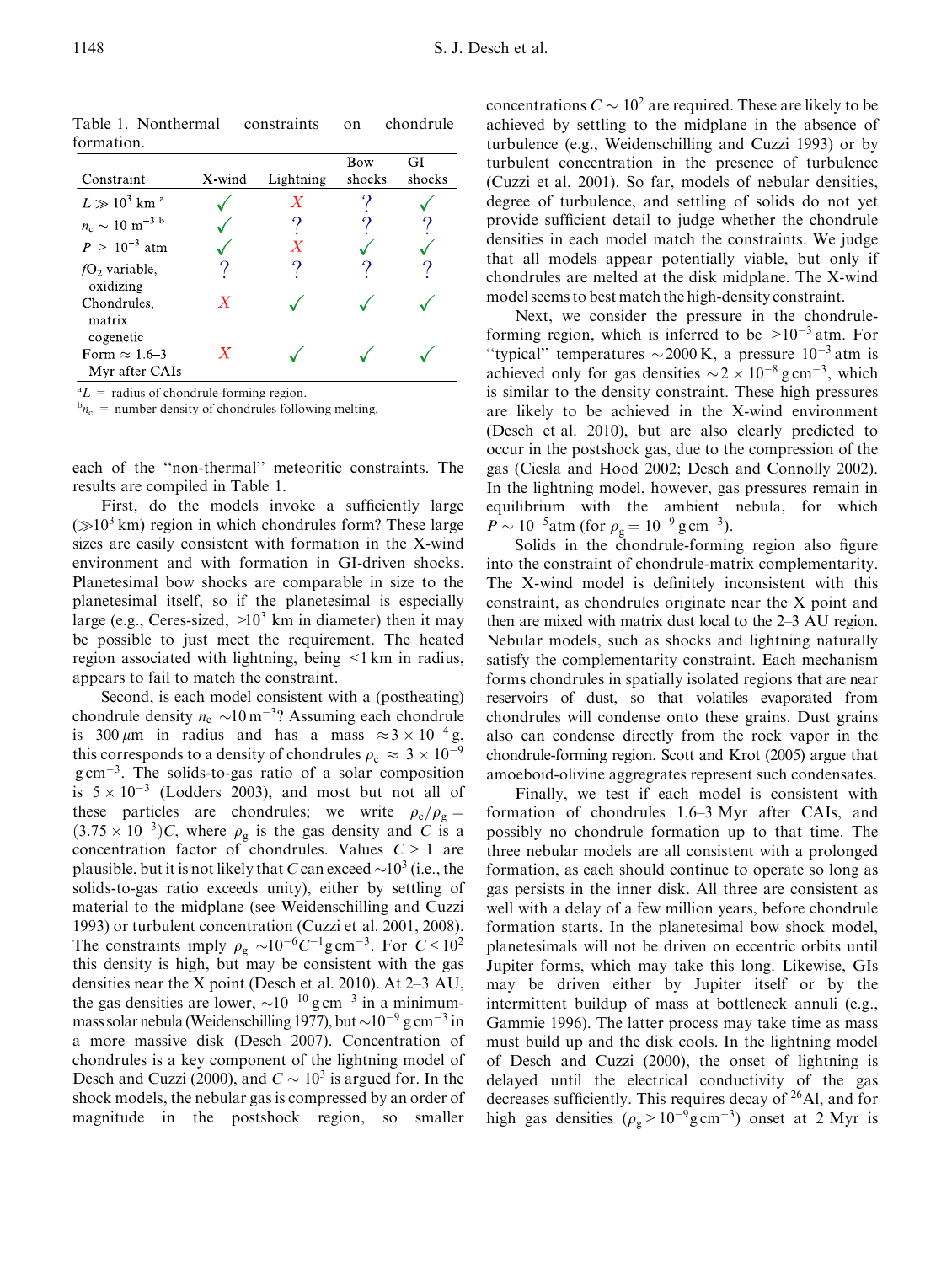Table 1. Nonthermal constraints on chondrule formation.

| Constraint | X-wind | Lightning | Bow shocks | GI shocks |
|---|---|---|---|---|
| $L \gg 10^3$ km [a] | ✓ | X | ? | ✓ |
| $n_c \sim 10$ m$^{-3}$ [b] | ✓ | ? | ? | ? |
| $P > 10^{-3}$ atm | ✓ | X | ✓ | ✓ |
| $fO_2$ variable, oxidizing | ? | ? | ? | ? |
| Chondrules, matrix cogenetic | X | ✓ | ✓ | ✓ |
| Form $\approx$ 1.6–3 Myr after CAIs | X | ✓ | ✓ | ✓ |

[a] $L$ = radius of chondrule-forming region.
[b] $n_c$ = number density of chondrules following melting.

each of the "non-thermal" meteoritic constraints. The results are compiled in Table 1.

First, do the models invoke a sufficiently large ($\gg 10^3$ km) region in which chondrules form? These large sizes are easily consistent with formation in the X-wind environment and with formation in GI-driven shocks. Planetesimal bow shocks are comparable in size to the planetesimal itself, so if the planetesimal is especially large (e.g., Ceres-sized, $>10^3$ km in diameter) then it may be possible to just meet the requirement. The heated region associated with lightning, being <1 km in radius, appears to fail to match the constraint.

Second, is each model consistent with a (postheating) chondrule density $n_c \sim 10\,\mathrm{m}^{-3}$? Assuming each chondrule is 300 $\mu$m in radius and has a mass $\approx 3 \times 10^{-4}$ g, this corresponds to a density of chondrules $\rho_c \approx 3 \times 10^{-9}$ g cm$^{-3}$. The solids-to-gas ratio of a solar composition is $5 \times 10^{-3}$ (Lodders 2003), and most but not all of these particles are chondrules; we write $\rho_c/\rho_g = (3.75 \times 10^{-3})C$, where $\rho_g$ is the gas density and $C$ is a concentration factor of chondrules. Values $C > 1$ are plausible, but it is not likely that $C$ can exceed $\sim 10^3$ (i.e., the solids-to-gas ratio exceeds unity), either by settling of material to the midplane (see Weidenschilling and Cuzzi 1993) or turbulent concentration (Cuzzi et al. 2001, 2008). The constraints imply $\rho_g \sim 10^{-6}C^{-1}$ g cm$^{-3}$. For $C < 10^2$ this density is high, but may be consistent with the gas densities near the X point (Desch et al. 2010). At 2–3 AU, the gas densities are lower, $\sim 10^{-10}$ g cm$^{-3}$ in a minimum-mass solar nebula (Weidenschilling 1977), but $\sim 10^{-9}$ g cm$^{-3}$ in a more massive disk (Desch 2007). Concentration of chondrules is a key component of the lightning model of Desch and Cuzzi (2000), and $C \sim 10^3$ is argued for. In the shock models, the nebular gas is compressed by an order of magnitude in the postshock region, so smaller concentrations $C \sim 10^2$ are required. These are likely to be achieved by settling to the midplane in the absence of turbulence (e.g., Weidenschilling and Cuzzi 1993) or by turbulent concentration in the presence of turbulence (Cuzzi et al. 2001). So far, models of nebular densities, degree of turbulence, and settling of solids do not yet provide sufficient detail to judge whether the chondrule densities in each model match the constraints. We judge that all models appear potentially viable, but only if chondrules are melted at the disk midplane. The X-wind model seems to best match the high-density constraint.

Next, we consider the pressure in the chondrule-forming region, which is inferred to be $>10^{-3}$ atm. For "typical" temperatures $\sim$2000 K, a pressure $10^{-3}$ atm is achieved only for gas densities $\sim 2 \times 10^{-8}$ g cm$^{-3}$, which is similar to the density constraint. These high pressures are likely to be achieved in the X-wind environment (Desch et al. 2010), but are also clearly predicted to occur in the postshock gas, due to the compression of the gas (Ciesla and Hood 2002; Desch and Connolly 2002). In the lightning model, however, gas pressures remain in equilibrium with the ambient nebula, for which $P \sim 10^{-5}$atm (for $\rho_g = 10^{-9}$ g cm$^{-3}$).

Solids in the chondrule-forming region also figure into the constraint of chondrule-matrix complementarity. The X-wind model is definitely inconsistent with this constraint, as chondrules originate near the X point and then are mixed with matrix dust local to the 2–3 AU region. Nebular models, such as shocks and lightning naturally satisfy the complementarity constraint. Each mechanism forms chondrules in spatially isolated regions that are near reservoirs of dust, so that volatiles evaporated from chondrules will condense onto these grains. Dust grains also can condense directly from the rock vapor in the chondrule-forming region. Scott and Krot (2005) argue that amoeboid-olivine aggregrates represent such condensates.

Finally, we test if each model is consistent with formation of chondrules 1.6–3 Myr after CAIs, and possibly no chondrule formation up to that time. The three nebular models are all consistent with a prolonged formation, as each should continue to operate so long as gas persists in the inner disk. All three are consistent as well with a delay of a few million years, before chondrule formation starts. In the planetesimal bow shock model, planetesimals will not be driven on eccentric orbits until Jupiter forms, which may take this long. Likewise, GIs may be driven either by Jupiter itself or by the intermittent buildup of mass at bottleneck annuli (e.g., Gammie 1996). The latter process may take time as mass must build up and the disk cools. In the lightning model of Desch and Cuzzi (2000), the onset of lightning is delayed until the electrical conductivity of the gas decreases sufficiently. This requires decay of $^{26}$Al, and for high gas densities ($\rho_g > 10^{-9}$g cm$^{-3}$) onset at 2 Myr is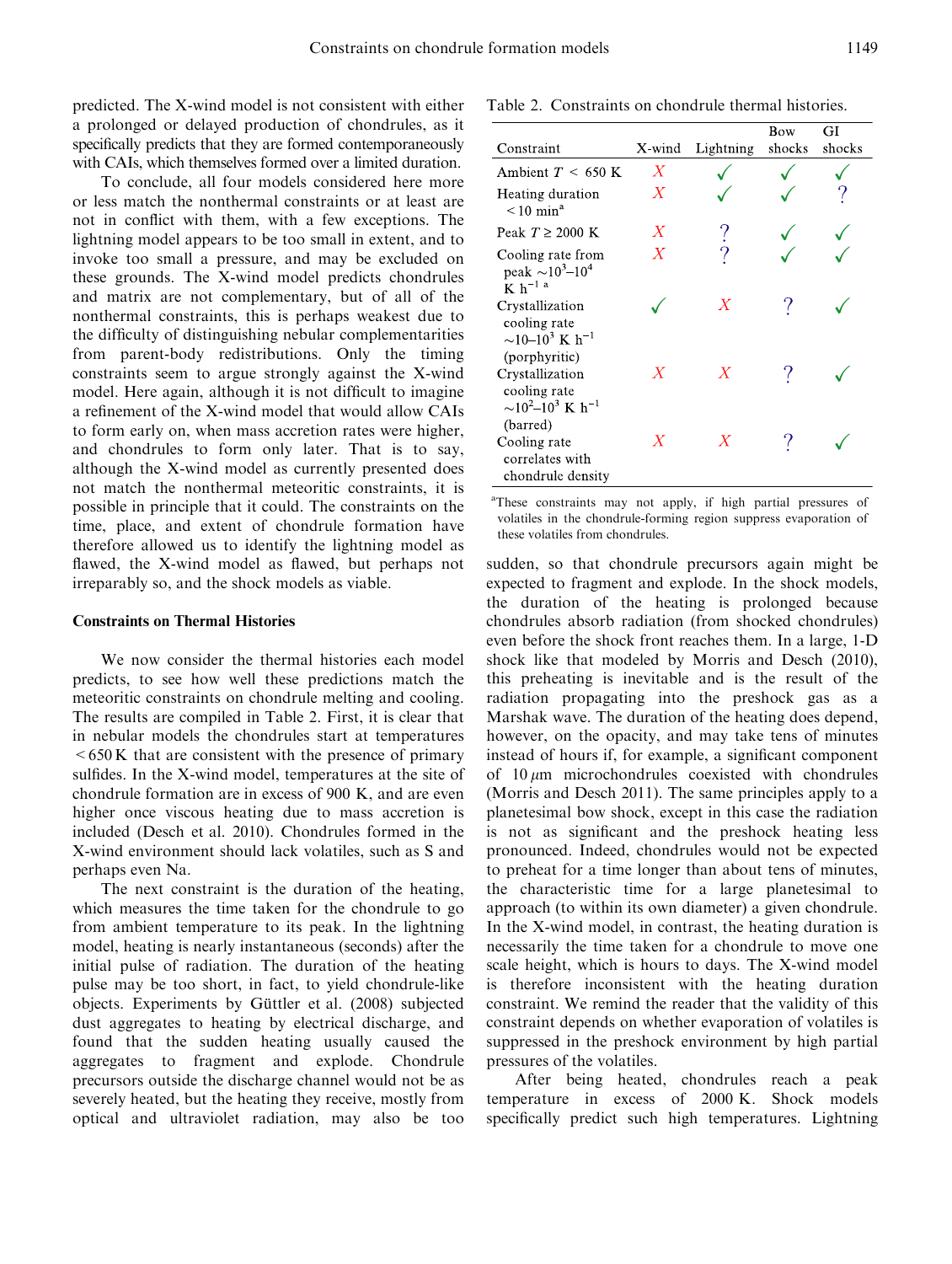predicted. The X-wind model is not consistent with either a prolonged or delayed production of chondrules, as it specifically predicts that they are formed contemporaneously with CAIs, which themselves formed over a limited duration.

To conclude, all four models considered here more or less match the nonthermal constraints or at least are not in conflict with them, with a few exceptions. The lightning model appears to be too small in extent, and to invoke too small a pressure, and may be excluded on these grounds. The X-wind model predicts chondrules and matrix are not complementary, but of all of the nonthermal constraints, this is perhaps weakest due to the difficulty of distinguishing nebular complementarities from parent-body redistributions. Only the timing constraints seem to argue strongly against the X-wind model. Here again, although it is not difficult to imagine a refinement of the X-wind model that would allow CAIs to form early on, when mass accretion rates were higher, and chondrules to form only later. That is to say, although the X-wind model as currently presented does not match the nonthermal meteoritic constraints, it is possible in principle that it could. The constraints on the time, place, and extent of chondrule formation have therefore allowed us to identify the lightning model as flawed, the X-wind model as flawed, but perhaps not irreparably so, and the shock models as viable.

## Constraints on Thermal Histories

We now consider the thermal histories each model predicts, to see how well these predictions match the meteoritic constraints on chondrule melting and cooling. The results are compiled in Table 2. First, it is clear that in nebular models the chondrules start at temperatures $<650$ K that are consistent with the presence of primary sulfides. In the X-wind model, temperatures at the site of chondrule formation are in excess of 900 K, and are even higher once viscous heating due to mass accretion is included (Desch et al. 2010). Chondrules formed in the X-wind environment should lack volatiles, such as S and perhaps even Na.

The next constraint is the duration of the heating, which measures the time taken for the chondrule to go from ambient temperature to its peak. In the lightning model, heating is nearly instantaneous (seconds) after the initial pulse of radiation. The duration of the heating pulse may be too short, in fact, to yield chondrule-like objects. Experiments by Güttler et al. (2008) subjected dust aggregates to heating by electrical discharge, and found that the sudden heating usually caused the aggregates to fragment and explode. Chondrule precursors outside the discharge channel would not be as severely heated, but the heating they receive, mostly from optical and ultraviolet radiation, may also be too sudden, so that chondrule precursors again might be expected to fragment and explode. In the shock models, the duration of the heating is prolonged because chondrules absorb radiation (from shocked chondrules) even before the shock front reaches them. In a large, 1-D shock like that modeled by Morris and Desch (2010), this preheating is inevitable and is the result of the radiation propagating into the preshock gas as a Marshak wave. The duration of the heating does depend, however, on the opacity, and may take tens of minutes instead of hours if, for example, a significant component of 10 $\mu$m microchondrules coexisted with chondrules (Morris and Desch 2011). The same principles apply to a planetesimal bow shock, except in this case the radiation is not as significant and the preshock heating less pronounced. Indeed, chondrules would not be expected to preheat for a time longer than about tens of minutes, the characteristic time for a large planetesimal to approach (to within its own diameter) a given chondrule. In the X-wind model, in contrast, the heating duration is necessarily the time taken for a chondrule to move one scale height, which is hours to days. The X-wind model is therefore inconsistent with the heating duration constraint. We remind the reader that the validity of this constraint depends on whether evaporation of volatiles is suppressed in the preshock environment by high partial pressures of the volatiles.

After being heated, chondrules reach a peak temperature in excess of 2000 K. Shock models specifically predict such high temperatures. Lightning

Table 2. Constraints on chondrule thermal histories.

| Constraint | X-wind | Lightning | Bow shocks | GI shocks |
|---|---|---|---|---|
| Ambient $T < 650$ K | X | ✓ | ✓ | ✓ |
| Heating duration $<10$ min[a] | X | ✓ | ✓ | ? |
| Peak $T \geq 2000$ K | X | ? | ✓ | ✓ |
| Cooling rate from peak $\sim 10^3$–$10^4$ K h$^{-1}$ [a] | X | ? | ✓ | ✓ |
| Crystallization cooling rate $\sim 10$–$10^3$ K h$^{-1}$ (porphyritic) | ✓ | X | ? | ✓ |
| Crystallization cooling rate $\sim 10^2$–$10^3$ K h$^{-1}$ (barred) | X | X | ? | ✓ |
| Cooling rate correlates with chondrule density | X | X | ? | ✓ |

[a]These constraints may not apply, if high partial pressures of volatiles in the chondrule-forming region suppress evaporation of these volatiles from chondrules.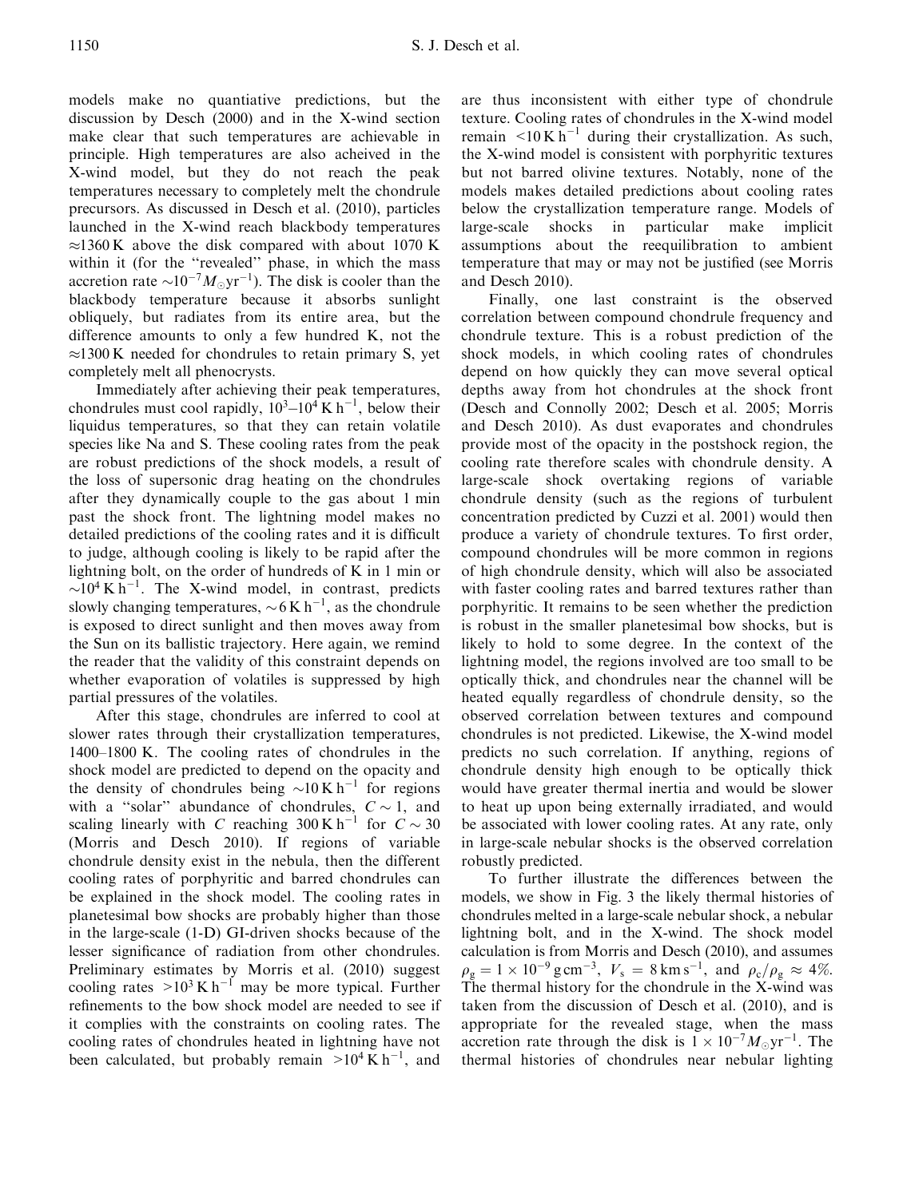models make no quantiative predictions, but the discussion by Desch (2000) and in the X-wind section make clear that such temperatures are achievable in principle. High temperatures are also acheived in the X-wind model, but they do not reach the peak temperatures necessary to completely melt the chondrule precursors. As discussed in Desch et al. (2010), particles launched in the X-wind reach blackbody temperatures $\approx$1360 K above the disk compared with about 1070 K within it (for the "revealed" phase, in which the mass accretion rate $\sim 10^{-7} M_{\odot} \mathrm{yr}^{-1}$). The disk is cooler than the blackbody temperature because it absorbs sunlight obliquely, but radiates from its entire area, but the difference amounts to only a few hundred K, not the $\approx$1300 K needed for chondrules to retain primary S, yet completely melt all phenocrysts.

Immediately after achieving their peak temperatures, chondrules must cool rapidly, $10^3$–$10^4 \mathrm{~K~h}^{-1}$, below their liquidus temperatures, so that they can retain volatile species like Na and S. These cooling rates from the peak are robust predictions of the shock models, a result of the loss of supersonic drag heating on the chondrules after they dynamically couple to the gas about 1 min past the shock front. The lightning model makes no detailed predictions of the cooling rates and it is difficult to judge, although cooling is likely to be rapid after the lightning bolt, on the order of hundreds of K in 1 min or $\sim 10^4 \mathrm{~K~h}^{-1}$. The X-wind model, in contrast, predicts slowly changing temperatures, $\sim 6 \mathrm{~K~h}^{-1}$, as the chondrule is exposed to direct sunlight and then moves away from the Sun on its ballistic trajectory. Here again, we remind the reader that the validity of this constraint depends on whether evaporation of volatiles is suppressed by high partial pressures of the volatiles.

After this stage, chondrules are inferred to cool at slower rates through their crystallization temperatures, 1400–1800 K. The cooling rates of chondrules in the shock model are predicted to depend on the opacity and the density of chondrules being $\sim 10 \mathrm{~K~h}^{-1}$ for regions with a "solar" abundance of chondrules, $C \sim 1$, and scaling linearly with $C$ reaching $300 \mathrm{~K~h}^{-1}$ for $C \sim 30$ (Morris and Desch 2010). If regions of variable chondrule density exist in the nebula, then the different cooling rates of porphyritic and barred chondrules can be explained in the shock model. The cooling rates in planetesimal bow shocks are probably higher than those in the large-scale (1-D) GI-driven shocks because of the lesser significance of radiation from other chondrules. Preliminary estimates by Morris et al. (2010) suggest cooling rates $>10^3 \mathrm{~K~h}^{-1}$ may be more typical. Further refinements to the bow shock model are needed to see if it complies with the constraints on cooling rates. The cooling rates of chondrules heated in lightning have not been calculated, but probably remain $>10^4 \mathrm{~K~h}^{-1}$, and are thus inconsistent with either type of chondrule texture. Cooling rates of chondrules in the X-wind model remain $<10 \mathrm{~K~h}^{-1}$ during their crystallization. As such, the X-wind model is consistent with porphyritic textures but not barred olivine textures. Notably, none of the models makes detailed predictions about cooling rates below the crystallization temperature range. Models of large-scale shocks in particular make implicit assumptions about the reequilibration to ambient temperature that may or may not be justified (see Morris and Desch 2010).

Finally, one last constraint is the observed correlation between compound chondrule frequency and chondrule texture. This is a robust prediction of the shock models, in which cooling rates of chondrules depend on how quickly they can move several optical depths away from hot chondrules at the shock front (Desch and Connolly 2002; Desch et al. 2005; Morris and Desch 2010). As dust evaporates and chondrules provide most of the opacity in the postshock region, the cooling rate therefore scales with chondrule density. A large-scale shock overtaking regions of variable chondrule density (such as the regions of turbulent concentration predicted by Cuzzi et al. 2001) would then produce a variety of chondrule textures. To first order, compound chondrules will be more common in regions of high chondrule density, which will also be associated with faster cooling rates and barred textures rather than porphyritic. It remains to be seen whether the prediction is robust in the smaller planetesimal bow shocks, but is likely to hold to some degree. In the context of the lightning model, the regions involved are too small to be optically thick, and chondrules near the channel will be heated equally regardless of chondrule density, so the observed correlation between textures and compound chondrules is not predicted. Likewise, the X-wind model predicts no such correlation. If anything, regions of chondrule density high enough to be optically thick would have greater thermal inertia and would be slower to heat up upon being externally irradiated, and would be associated with lower cooling rates. At any rate, only in large-scale nebular shocks is the observed correlation robustly predicted.

To further illustrate the differences between the models, we show in Fig. 3 the likely thermal histories of chondrules melted in a large-scale nebular shock, a nebular lightning bolt, and in the X-wind. The shock model calculation is from Morris and Desch (2010), and assumes $\rho_g = 1 \times 10^{-9} \mathrm{~g~cm}^{-3}$, $V_s = 8 \mathrm{~km~s}^{-1}$, and $\rho_c/\rho_g \approx 4\%$. The thermal history for the chondrule in the X-wind was taken from the discussion of Desch et al. (2010), and is appropriate for the revealed stage, when the mass accretion rate through the disk is $1 \times 10^{-7} M_{\odot} \mathrm{yr}^{-1}$. The thermal histories of chondrules near nebular lighting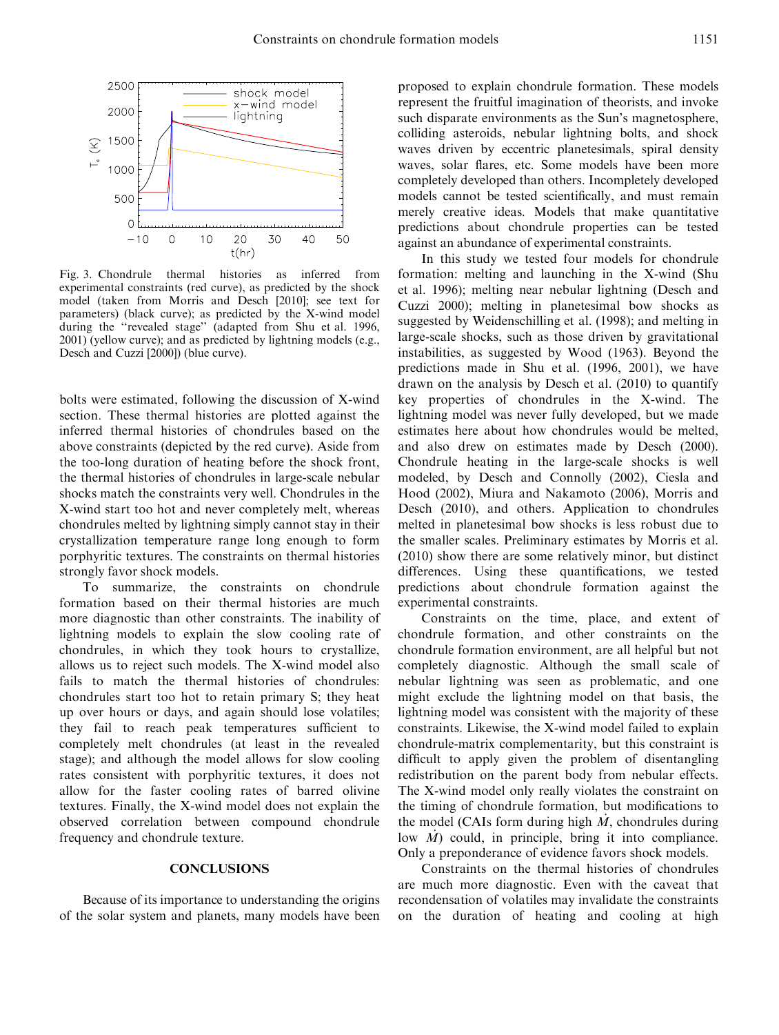2500
2000
1500
1000
500
0
$T_c$ (K)
−10 0 10 20 30 40 50
t(hr)
shock model
x−wind model
lightning

Fig. 3. Chondrule thermal histories as inferred from experimental constraints (red curve), as predicted by the shock model (taken from Morris and Desch [2010]; see text for parameters) (black curve); as predicted by the X-wind model during the "revealed stage" (adapted from Shu et al. 1996, 2001) (yellow curve); and as predicted by lightning models (e.g., Desch and Cuzzi [2000]) (blue curve).

bolts were estimated, following the discussion of X-wind section. These thermal histories are plotted against the inferred thermal histories of chondrules based on the above constraints (depicted by the red curve). Aside from the too-long duration of heating before the shock front, the thermal histories of chondrules in large-scale nebular shocks match the constraints very well. Chondrules in the X-wind start too hot and never completely melt, whereas chondrules melted by lightning simply cannot stay in their crystallization temperature range long enough to form porphyritic textures. The constraints on thermal histories strongly favor shock models.

To summarize, the constraints on chondrule formation based on their thermal histories are much more diagnostic than other constraints. The inability of lightning models to explain the slow cooling rate of chondrules, in which they took hours to crystallize, allows us to reject such models. The X-wind model also fails to match the thermal histories of chondrules: chondrules start too hot to retain primary S; they heat up over hours or days, and again should lose volatiles; they fail to reach peak temperatures sufficient to completely melt chondrules (at least in the revealed stage); and although the model allows for slow cooling rates consistent with porphyritic textures, it does not allow for the faster cooling rates of barred olivine textures. Finally, the X-wind model does not explain the observed correlation between compound chondrule frequency and chondrule texture.

## CONCLUSIONS

Because of its importance to understanding the origins of the solar system and planets, many models have been proposed to explain chondrule formation. These models represent the fruitful imagination of theorists, and invoke such disparate environments as the Sun's magnetosphere, colliding asteroids, nebular lightning bolts, and shock waves driven by eccentric planetesimals, spiral density waves, solar flares, etc. Some models have been more completely developed than others. Incompletely developed models cannot be tested scientifically, and must remain merely creative ideas. Models that make quantitative predictions about chondrule properties can be tested against an abundance of experimental constraints.

In this study we tested four models for chondrule formation: melting and launching in the X-wind (Shu et al. 1996); melting near nebular lightning (Desch and Cuzzi 2000); melting in planetesimal bow shocks as suggested by Weidenschilling et al. (1998); and melting in large-scale shocks, such as those driven by gravitational instabilities, as suggested by Wood (1963). Beyond the predictions made in Shu et al. (1996, 2001), we have drawn on the analysis by Desch et al. (2010) to quantify key properties of chondrules in the X-wind. The lightning model was never fully developed, but we made estimates here about how chondrules would be melted, and also drew on estimates made by Desch (2000). Chondrule heating in the large-scale shocks is well modeled, by Desch and Connolly (2002), Ciesla and Hood (2002), Miura and Nakamoto (2006), Morris and Desch (2010), and others. Application to chondrules melted in planetesimal bow shocks is less robust due to the smaller scales. Preliminary estimates by Morris et al. (2010) show there are some relatively minor, but distinct differences. Using these quantifications, we tested predictions about chondrule formation against the experimental constraints.

Constraints on the time, place, and extent of chondrule formation, and other constraints on the chondrule formation environment, are all helpful but not completely diagnostic. Although the small scale of nebular lightning was seen as problematic, and one might exclude the lightning model on that basis, the lightning model was consistent with the majority of these constraints. Likewise, the X-wind model failed to explain chondrule-matrix complementarity, but this constraint is difficult to apply given the problem of disentangling redistribution on the parent body from nebular effects. The X-wind model only really violates the constraint on the timing of chondrule formation, but modifications to the model (CAIs form during high $\dot{M}$, chondrules during low $\dot{M}$) could, in principle, bring it into compliance. Only a preponderance of evidence favors shock models.

Constraints on the thermal histories of chondrules are much more diagnostic. Even with the caveat that recondensation of volatiles may invalidate the constraints on the duration of heating and cooling at high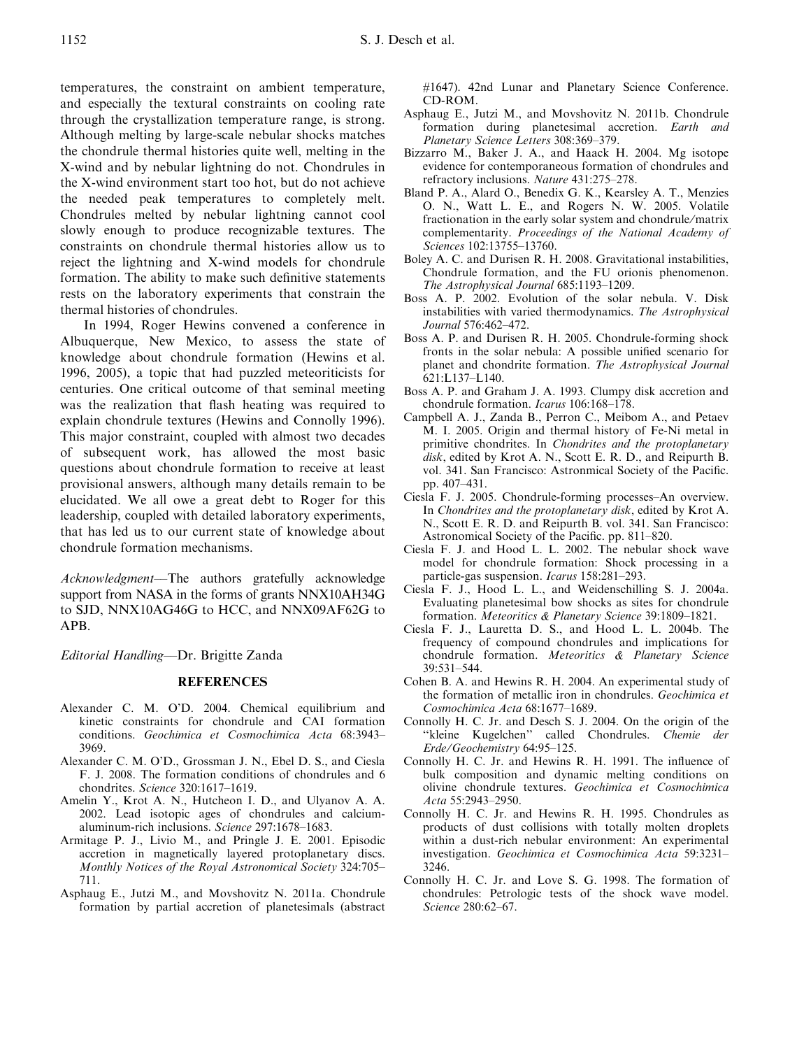temperatures, the constraint on ambient temperature, and especially the textural constraints on cooling rate through the crystallization temperature range, is strong. Although melting by large-scale nebular shocks matches the chondrule thermal histories quite well, melting in the X-wind and by nebular lightning do not. Chondrules in the X-wind environment start too hot, but do not achieve the needed peak temperatures to completely melt. Chondrules melted by nebular lightning cannot cool slowly enough to produce recognizable textures. The constraints on chondrule thermal histories allow us to reject the lightning and X-wind models for chondrule formation. The ability to make such definitive statements rests on the laboratory experiments that constrain the thermal histories of chondrules.

In 1994, Roger Hewins convened a conference in Albuquerque, New Mexico, to assess the state of knowledge about chondrule formation (Hewins et al. 1996, 2005), a topic that had puzzled meteoriticists for centuries. One critical outcome of that seminal meeting was the realization that flash heating was required to explain chondrule textures (Hewins and Connolly 1996). This major constraint, coupled with almost two decades of subsequent work, has allowed the most basic questions about chondrule formation to receive at least provisional answers, although many details remain to be elucidated. We all owe a great debt to Roger for this leadership, coupled with detailed laboratory experiments, that has led us to our current state of knowledge about chondrule formation mechanisms.

*Acknowledgment*—The authors gratefully acknowledge support from NASA in the forms of grants NNX10AH34G to SJD, NNX10AG46G to HCC, and NNX09AF62G to APB.

*Editorial Handling*—Dr. Brigitte Zanda

## REFERENCES

Alexander C. M. O'D. 2004. Chemical equilibrium and kinetic constraints for chondrule and CAI formation conditions. *Geochimica et Cosmochimica Acta* 68:3943–3969.

Alexander C. M. O'D., Grossman J. N., Ebel D. S., and Ciesla F. J. 2008. The formation conditions of chondrules and 6 chondrites. *Science* 320:1617–1619.

Amelin Y., Krot A. N., Hutcheon I. D., and Ulyanov A. A. 2002. Lead isotopic ages of chondrules and calcium-aluminum-rich inclusions. *Science* 297:1678–1683.

Armitage P. J., Livio M., and Pringle J. E. 2001. Episodic accretion in magnetically layered protoplanetary discs. *Monthly Notices of the Royal Astronomical Society* 324:705–711.

Asphaug E., Jutzi M., and Movshovitz N. 2011a. Chondrule formation by partial accretion of planetesimals (abstract #1647). 42nd Lunar and Planetary Science Conference. CD-ROM.

Asphaug E., Jutzi M., and Movshovitz N. 2011b. Chondrule formation during planetesimal accretion. *Earth and Planetary Science Letters* 308:369–379.

Bizzarro M., Baker J. A., and Haack H. 2004. Mg isotope evidence for contemporaneous formation of chondrules and refractory inclusions. *Nature* 431:275–278.

Bland P. A., Alard O., Benedix G. K., Kearsley A. T., Menzies O. N., Watt L. E., and Rogers N. W. 2005. Volatile fractionation in the early solar system and chondrule/matrix complementarity. *Proceedings of the National Academy of Sciences* 102:13755–13760.

Boley A. C. and Durisen R. H. 2008. Gravitational instabilities, Chondrule formation, and the FU orionis phenomenon. *The Astrophysical Journal* 685:1193–1209.

Boss A. P. 2002. Evolution of the solar nebula. V. Disk instabilities with varied thermodynamics. *The Astrophysical Journal* 576:462–472.

Boss A. P. and Durisen R. H. 2005. Chondrule-forming shock fronts in the solar nebula: A possible unified scenario for planet and chondrite formation. *The Astrophysical Journal* 621:L137–L140.

Boss A. P. and Graham J. A. 1993. Clumpy disk accretion and chondrule formation. *Icarus* 106:168–178.

Campbell A. J., Zanda B., Perron C., Meibom A., and Petaev M. I. 2005. Origin and thermal history of Fe-Ni metal in primitive chondrites. In *Chondrites and the protoplanetary disk*, edited by Krot A. N., Scott E. R. D., and Reipurth B. vol. 341. San Francisco: Astronmical Society of the Pacific. pp. 407–431.

Ciesla F. J. 2005. Chondrule-forming processes–An overview. In *Chondrites and the protoplanetary disk*, edited by Krot A. N., Scott E. R. D. and Reipurth B. vol. 341. San Francisco: Astronomical Society of the Pacific. pp. 811–820.

Ciesla F. J. and Hood L. L. 2002. The nebular shock wave model for chondrule formation: Shock processing in a particle-gas suspension. *Icarus* 158:281–293.

Ciesla F. J., Hood L. L., and Weidenschilling S. J. 2004a. Evaluating planetesimal bow shocks as sites for chondrule formation. *Meteoritics & Planetary Science* 39:1809–1821.

Ciesla F. J., Lauretta D. S., and Hood L. L. 2004b. The frequency of compound chondrules and implications for chondrule formation. *Meteoritics & Planetary Science* 39:531–544.

Cohen B. A. and Hewins R. H. 2004. An experimental study of the formation of metallic iron in chondrules. *Geochimica et Cosmochimica Acta* 68:1677–1689.

Connolly H. C. Jr. and Desch S. J. 2004. On the origin of the "kleine Kugelchen" called Chondrules. *Chemie der Erde/Geochemistry* 64:95–125.

Connolly H. C. Jr. and Hewins R. H. 1991. The influence of bulk composition and dynamic melting conditions on olivine chondrule textures. *Geochimica et Cosmochimica Acta* 55:2943–2950.

Connolly H. C. Jr. and Hewins R. H. 1995. Chondrules as products of dust collisions with totally molten droplets within a dust-rich nebular environment: An experimental investigation. *Geochimica et Cosmochimica Acta* 59:3231–3246.

Connolly H. C. Jr. and Love S. G. 1998. The formation of chondrules: Petrologic tests of the shock wave model. *Science* 280:62–67.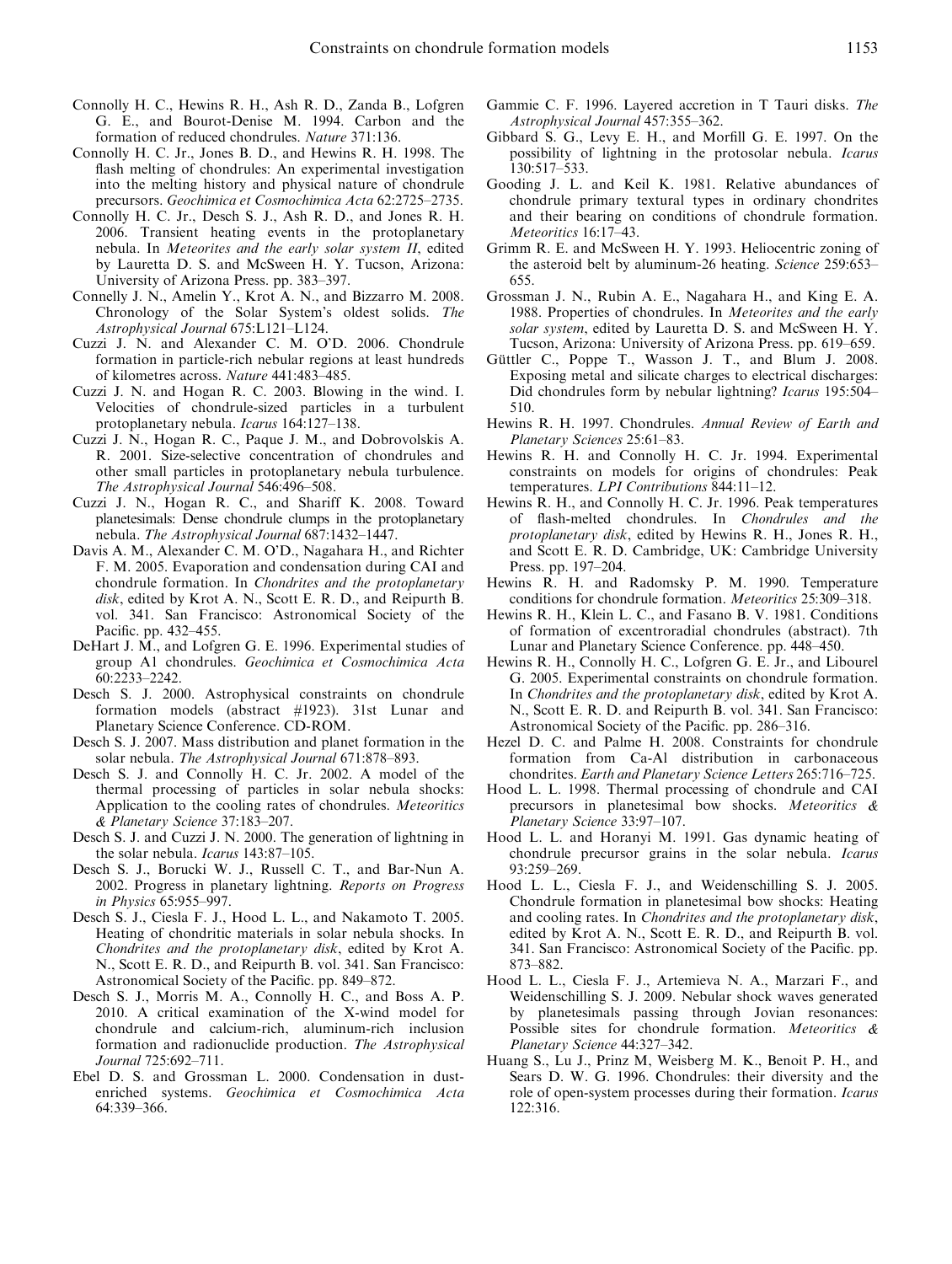Connolly H. C., Hewins R. H., Ash R. D., Zanda B., Lofgren G. E., and Bourot-Denise M. 1994. Carbon and the formation of reduced chondrules. *Nature* 371:136.

Connolly H. C. Jr., Jones B. D., and Hewins R. H. 1998. The flash melting of chondrules: An experimental investigation into the melting history and physical nature of chondrule precursors. *Geochimica et Cosmochimica Acta* 62:2725–2735.

Connolly H. C. Jr., Desch S. J., Ash R. D., and Jones R. H. 2006. Transient heating events in the protoplanetary nebula. In *Meteorites and the early solar system II*, edited by Lauretta D. S. and McSween H. Y. Tucson, Arizona: University of Arizona Press. pp. 383–397.

Connelly J. N., Amelin Y., Krot A. N., and Bizzarro M. 2008. Chronology of the Solar System's oldest solids. *The Astrophysical Journal* 675:L121–L124.

Cuzzi J. N. and Alexander C. M. O'D. 2006. Chondrule formation in particle-rich nebular regions at least hundreds of kilometres across. *Nature* 441:483–485.

Cuzzi J. N. and Hogan R. C. 2003. Blowing in the wind. I. Velocities of chondrule-sized particles in a turbulent protoplanetary nebula. *Icarus* 164:127–138.

Cuzzi J. N., Hogan R. C., Paque J. M., and Dobrovolskis A. R. 2001. Size-selective concentration of chondrules and other small particles in protoplanetary nebula turbulence. *The Astrophysical Journal* 546:496–508.

Cuzzi J. N., Hogan R. C., and Shariff K. 2008. Toward planetesimals: Dense chondrule clumps in the protoplanetary nebula. *The Astrophysical Journal* 687:1432–1447.

Davis A. M., Alexander C. M. O'D., Nagahara H., and Richter F. M. 2005. Evaporation and condensation during CAI and chondrule formation. In *Chondrites and the protoplanetary disk*, edited by Krot A. N., Scott E. R. D., and Reipurth B. vol. 341. San Francisco: Astronomical Society of the Pacific. pp. 432–455.

DeHart J. M., and Lofgren G. E. 1996. Experimental studies of group A1 chondrules. *Geochimica et Cosmochimica Acta* 60:2233–2242.

Desch S. J. 2000. Astrophysical constraints on chondrule formation models (abstract #1923). 31st Lunar and Planetary Science Conference. CD-ROM.

Desch S. J. 2007. Mass distribution and planet formation in the solar nebula. *The Astrophysical Journal* 671:878–893.

Desch S. J. and Connolly H. C. Jr. 2002. A model of the thermal processing of particles in solar nebula shocks: Application to the cooling rates of chondrules. *Meteoritics & Planetary Science* 37:183–207.

Desch S. J. and Cuzzi J. N. 2000. The generation of lightning in the solar nebula. *Icarus* 143:87–105.

Desch S. J., Borucki W. J., Russell C. T., and Bar-Nun A. 2002. Progress in planetary lightning. *Reports on Progress in Physics* 65:955–997.

Desch S. J., Ciesla F. J., Hood L. L., and Nakamoto T. 2005. Heating of chondritic materials in solar nebula shocks. In *Chondrites and the protoplanetary disk*, edited by Krot A. N., Scott E. R. D., and Reipurth B. vol. 341. San Francisco: Astronomical Society of the Pacific. pp. 849–872.

Desch S. J., Morris M. A., Connolly H. C., and Boss A. P. 2010. A critical examination of the X-wind model for chondrule and calcium-rich, aluminum-rich inclusion formation and radionuclide production. *The Astrophysical Journal* 725:692–711.

Ebel D. S. and Grossman L. 2000. Condensation in dust-enriched systems. *Geochimica et Cosmochimica Acta* 64:339–366.

Gammie C. F. 1996. Layered accretion in T Tauri disks. *The Astrophysical Journal* 457:355–362.

Gibbard S. G., Levy E. H., and Morfill G. E. 1997. On the possibility of lightning in the protosolar nebula. *Icarus* 130:517–533.

Gooding J. L. and Keil K. 1981. Relative abundances of chondrule primary textural types in ordinary chondrites and their bearing on conditions of chondrule formation. *Meteoritics* 16:17–43.

Grimm R. E. and McSween H. Y. 1993. Heliocentric zoning of the asteroid belt by aluminum-26 heating. *Science* 259:653–655.

Grossman J. N., Rubin A. E., Nagahara H., and King E. A. 1988. Properties of chondrules. In *Meteorites and the early solar system*, edited by Lauretta D. S. and McSween H. Y. Tucson, Arizona: University of Arizona Press. pp. 619–659.

Güttler C., Poppe T., Wasson J. T., and Blum J. 2008. Exposing metal and silicate charges to electrical discharges: Did chondrules form by nebular lightning? *Icarus* 195:504–510.

Hewins R. H. 1997. Chondrules. *Annual Review of Earth and Planetary Sciences* 25:61–83.

Hewins R. H. and Connolly H. C. Jr. 1994. Experimental constraints on models for origins of chondrules: Peak temperatures. *LPI Contributions* 844:11–12.

Hewins R. H., and Connolly H. C. Jr. 1996. Peak temperatures of flash-melted chondrules. In *Chondrules and the protoplanetary disk*, edited by Hewins R. H., Jones R. H., and Scott E. R. D. Cambridge, UK: Cambridge University Press. pp. 197–204.

Hewins R. H. and Radomsky P. M. 1990. Temperature conditions for chondrule formation. *Meteoritics* 25:309–318.

Hewins R. H., Klein L. C., and Fasano B. V. 1981. Conditions of formation of excentroradial chondrules (abstract). 7th Lunar and Planetary Science Conference. pp. 448–450.

Hewins R. H., Connolly H. C., Lofgren G. E. Jr., and Libourel G. 2005. Experimental constraints on chondrule formation. In *Chondrites and the protoplanetary disk*, edited by Krot A. N., Scott E. R. D. and Reipurth B. vol. 341. San Francisco: Astronomical Society of the Pacific. pp. 286–316.

Hezel D. C. and Palme H. 2008. Constraints for chondrule formation from Ca-Al distribution in carbonaceous chondrites. *Earth and Planetary Science Letters* 265:716–725.

Hood L. L. 1998. Thermal processing of chondrule and CAI precursors in planetesimal bow shocks. *Meteoritics & Planetary Science* 33:97–107.

Hood L. L. and Horanyi M. 1991. Gas dynamic heating of chondrule precursor grains in the solar nebula. *Icarus* 93:259–269.

Hood L. L., Ciesla F. J., and Weidenschilling S. J. 2005. Chondrule formation in planetesimal bow shocks: Heating and cooling rates. In *Chondrites and the protoplanetary disk*, edited by Krot A. N., Scott E. R. D., and Reipurth B. vol. 341. San Francisco: Astronomical Society of the Pacific. pp. 873–882.

Hood L. L., Ciesla F. J., Artemieva N. A., Marzari F., and Weidenschilling S. J. 2009. Nebular shock waves generated by planetesimals passing through Jovian resonances: Possible sites for chondrule formation. *Meteoritics & Planetary Science* 44:327–342.

Huang S., Lu J., Prinz M, Weisberg M. K., Benoit P. H., and Sears D. W. G. 1996. Chondrules: their diversity and the role of open-system processes during their formation. *Icarus* 122:316.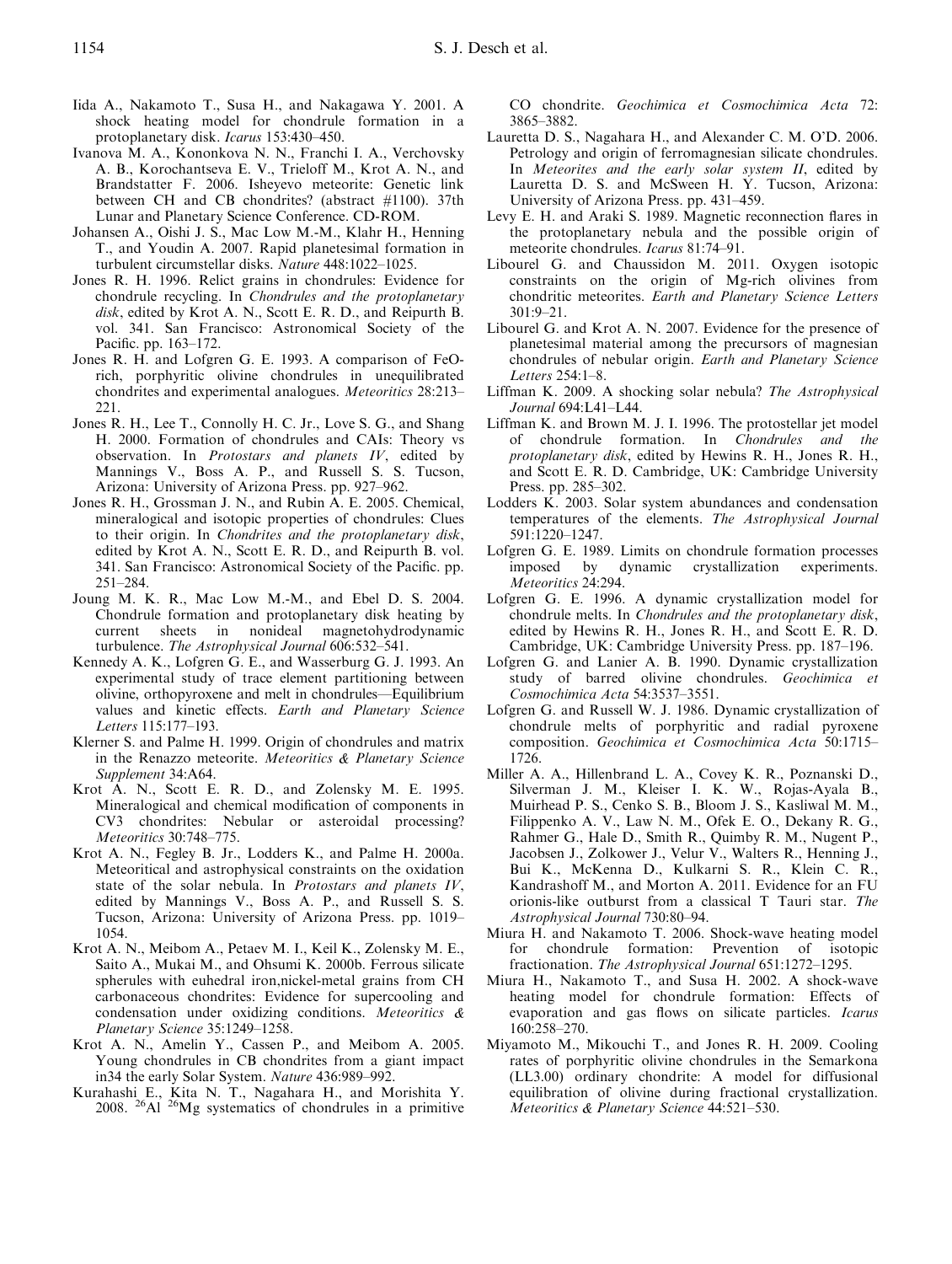Iida A., Nakamoto T., Susa H., and Nakagawa Y. 2001. A shock heating model for chondrule formation in a protoplanetary disk. *Icarus* 153:430–450.

Ivanova M. A., Kononkova N. N., Franchi I. A., Verchovsky A. B., Korochantseva E. V., Trieloff M., Krot A. N., and Brandstatter F. 2006. Isheyevo meteorite: Genetic link between CH and CB chondrites? (abstract #1100). 37th Lunar and Planetary Science Conference. CD-ROM.

Johansen A., Oishi J. S., Mac Low M.-M., Klahr H., Henning T., and Youdin A. 2007. Rapid planetesimal formation in turbulent circumstellar disks. *Nature* 448:1022–1025.

Jones R. H. 1996. Relict grains in chondrules: Evidence for chondrule recycling. In *Chondrules and the protoplanetary disk*, edited by Krot A. N., Scott E. R. D., and Reipurth B. vol. 341. San Francisco: Astronomical Society of the Pacific. pp. 163–172.

Jones R. H. and Lofgren G. E. 1993. A comparison of FeO-rich, porphyritic olivine chondrules in unequilibrated chondrites and experimental analogues. *Meteoritics* 28:213–221.

Jones R. H., Lee T., Connolly H. C. Jr., Love S. G., and Shang H. 2000. Formation of chondrules and CAIs: Theory vs observation. In *Protostars and planets IV*, edited by Mannings V., Boss A. P., and Russell S. S. Tucson, Arizona: University of Arizona Press. pp. 927–962.

Jones R. H., Grossman J. N., and Rubin A. E. 2005. Chemical, mineralogical and isotopic properties of chondrules: Clues to their origin. In *Chondrites and the protoplanetary disk*, edited by Krot A. N., Scott E. R. D., and Reipurth B. vol. 341. San Francisco: Astronomical Society of the Pacific. pp. 251–284.

Joung M. K. R., Mac Low M.-M., and Ebel D. S. 2004. Chondrule formation and protoplanetary disk heating by current sheets in nonideal magnetohydrodynamic turbulence. *The Astrophysical Journal* 606:532–541.

Kennedy A. K., Lofgren G. E., and Wasserburg G. J. 1993. An experimental study of trace element partitioning between olivine, orthopyroxene and melt in chondrules—Equilibrium values and kinetic effects. *Earth and Planetary Science Letters* 115:177–193.

Klerner S. and Palme H. 1999. Origin of chondrules and matrix in the Renazzo meteorite. *Meteoritics & Planetary Science Supplement* 34:A64.

Krot A. N., Scott E. R. D., and Zolensky M. E. 1995. Mineralogical and chemical modification of components in CV3 chondrites: Nebular or asteroidal processing? *Meteoritics* 30:748–775.

Krot A. N., Fegley B. Jr., Lodders K., and Palme H. 2000a. Meteoritical and astrophysical constraints on the oxidation state of the solar nebula. In *Protostars and planets IV*, edited by Mannings V., Boss A. P., and Russell S. S. Tucson, Arizona: University of Arizona Press. pp. 1019–1054.

Krot A. N., Meibom A., Petaev M. I., Keil K., Zolensky M. E., Saito A., Mukai M., and Ohsumi K. 2000b. Ferrous silicate spherules with euhedral iron,nickel-metal grains from CH carbonaceous chondrites: Evidence for supercooling and condensation under oxidizing conditions. *Meteoritics & Planetary Science* 35:1249–1258.

Krot A. N., Amelin Y., Cassen P., and Meibom A. 2005. Young chondrules in CB chondrites from a giant impact in34 the early Solar System. *Nature* 436:989–992.

Kurahashi E., Kita N. T., Nagahara H., and Morishita Y. 2008. $^{26}$Al $^{26}$Mg systematics of chondrules in a primitive CO chondrite. *Geochimica et Cosmochimica Acta* 72: 3865–3882.

Lauretta D. S., Nagahara H., and Alexander C. M. O'D. 2006. Petrology and origin of ferromagnesian silicate chondrules. In *Meteorites and the early solar system II*, edited by Lauretta D. S. and McSween H. Y. Tucson, Arizona: University of Arizona Press. pp. 431–459.

Levy E. H. and Araki S. 1989. Magnetic reconnection flares in the protoplanetary nebula and the possible origin of meteorite chondrules. *Icarus* 81:74–91.

Libourel G. and Chaussidon M. 2011. Oxygen isotopic constraints on the origin of Mg-rich olivines from chondritic meteorites. *Earth and Planetary Science Letters* 301:9–21.

Libourel G. and Krot A. N. 2007. Evidence for the presence of planetesimal material among the precursors of magnesian chondrules of nebular origin. *Earth and Planetary Science Letters* 254:1–8.

Liffman K. 2009. A shocking solar nebula? *The Astrophysical Journal* 694:L41–L44.

Liffman K. and Brown M. J. I. 1996. The protostellar jet model of chondrule formation. In *Chondrules and the protoplanetary disk*, edited by Hewins R. H., Jones R. H., and Scott E. R. D. Cambridge, UK: Cambridge University Press. pp. 285–302.

Lodders K. 2003. Solar system abundances and condensation temperatures of the elements. *The Astrophysical Journal* 591:1220–1247.

Lofgren G. E. 1989. Limits on chondrule formation processes imposed by dynamic crystallization experiments. *Meteoritics* 24:294.

Lofgren G. E. 1996. A dynamic crystallization model for chondrule melts. In *Chondrules and the protoplanetary disk*, edited by Hewins R. H., Jones R. H., and Scott E. R. D. Cambridge, UK: Cambridge University Press. pp. 187–196.

Lofgren G. and Lanier A. B. 1990. Dynamic crystallization study of barred olivine chondrules. *Geochimica et Cosmochimica Acta* 54:3537–3551.

Lofgren G. and Russell W. J. 1986. Dynamic crystallization of chondrule melts of porphyritic and radial pyroxene composition. *Geochimica et Cosmochimica Acta* 50:1715–1726.

Miller A. A., Hillenbrand L. A., Covey K. R., Poznanski D., Silverman J. M., Kleiser I. K. W., Rojas-Ayala B., Muirhead P. S., Cenko S. B., Bloom J. S., Kasliwal M. M., Filippenko A. V., Law N. M., Ofek E. O., Dekany R. G., Rahmer G., Hale D., Smith R., Quimby R. M., Nugent P., Jacobsen J., Zolkower J., Velur V., Walters R., Henning J., Bui K., McKenna D., Kulkarni S. R., Klein C. R., Kandrashoff M., and Morton A. 2011. Evidence for an FU orionis-like outburst from a classical T Tauri star. *The Astrophysical Journal* 730:80–94.

Miura H. and Nakamoto T. 2006. Shock-wave heating model for chondrule formation: Prevention of isotopic fractionation. *The Astrophysical Journal* 651:1272–1295.

Miura H., Nakamoto T., and Susa H. 2002. A shock-wave heating model for chondrule formation: Effects of evaporation and gas flows on silicate particles. *Icarus* 160:258–270.

Miyamoto M., Mikouchi T., and Jones R. H. 2009. Cooling rates of porphyritic olivine chondrules in the Semarkona (LL3.00) ordinary chondrite: A model for diffusional equilibration of olivine during fractional crystallization. *Meteoritics & Planetary Science* 44:521–530.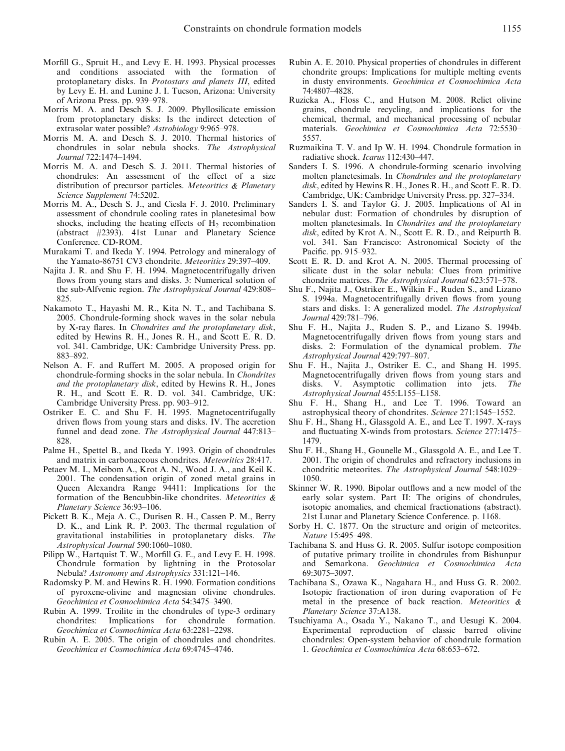Morfill G., Spruit H., and Levy E. H. 1993. Physical processes and conditions associated with the formation of protoplanetary disks. In *Protostars and planets III*, edited by Levy E. H. and Lunine J. I. Tucson, Arizona: University of Arizona Press. pp. 939–978.

Morris M. A. and Desch S. J. 2009. Phyllosilicate emission from protoplanetary disks: Is the indirect detection of extrasolar water possible? *Astrobiology* 9:965–978.

Morris M. A. and Desch S. J. 2010. Thermal histories of chondrules in solar nebula shocks. *The Astrophysical Journal* 722:1474–1494.

Morris M. A. and Desch S. J. 2011. Thermal histories of chondrules: An assessment of the effect of a size distribution of precursor particles. *Meteoritics & Planetary Science Supplement* 74:5202.

Morris M. A., Desch S. J., and Ciesla F. J. 2010. Preliminary assessment of chondrule cooling rates in planetesimal bow shocks, including the heating effects of $H_2$ recombination (abstract #2393). 41st Lunar and Planetary Science Conference. CD-ROM.

Murakami T. and Ikeda Y. 1994. Petrology and mineralogy of the Yamato-86751 CV3 chondrite. *Meteoritics* 29:397–409.

Najita J. R. and Shu F. H. 1994. Magnetocentrifugally driven flows from young stars and disks. 3: Numerical solution of the sub-Alfvenic region. *The Astrophysical Journal* 429:808–825.

Nakamoto T., Hayashi M. R., Kita N. T., and Tachibana S. 2005. Chondrule-forming shock waves in the solar nebula by X-ray flares. In *Chondrites and the protoplanetary disk*, edited by Hewins R. H., Jones R. H., and Scott E. R. D. vol. 341. Cambridge, UK: Cambridge University Press. pp. 883–892.

Nelson A. F. and Ruffert M. 2005. A proposed origin for chondrule-forming shocks in the solar nebula. In *Chondrites and the protoplanetary disk*, edited by Hewins R. H., Jones R. H., and Scott E. R. D. vol. 341. Cambridge, UK: Cambridge University Press. pp. 903–912.

Ostriker E. C. and Shu F. H. 1995. Magnetocentrifugally driven flows from young stars and disks. IV. The accretion funnel and dead zone. *The Astrophysical Journal* 447:813–828.

Palme H., Spettel B., and Ikeda Y. 1993. Origin of chondrules and matrix in carbonaceous chondrites. *Meteoritics* 28:417.

Petaev M. I., Meibom A., Krot A. N., Wood J. A., and Keil K. 2001. The condensation origin of zoned metal grains in Queen Alexandra Range 94411: Implications for the formation of the Bencubbin-like chondrites. *Meteoritics & Planetary Science* 36:93–106.

Pickett B. K., Meja A. C., Durisen R. H., Cassen P. M., Berry D. K., and Link R. P. 2003. The thermal regulation of gravitational instabilities in protoplanetary disks. *The Astrophysical Journal* 590:1060–1080.

Pilipp W., Hartquist T. W., Morfill G. E., and Levy E. H. 1998. Chondrule formation by lightning in the Protosolar Nebula? *Astronomy and Astrophysics* 331:121–146.

Radomsky P. M. and Hewins R. H. 1990. Formation conditions of pyroxene-olivine and magnesian olivine chondrules. *Geochimica et Cosmochimica Acta* 54:3475–3490.

Rubin A. 1999. Troilite in the chondrules of type-3 ordinary chondrites: Implications for chondrule formation. *Geochimica et Cosmochimica Acta* 63:2281–2298.

Rubin A. E. 2005. The origin of chondrules and chondrites. *Geochimica et Cosmochimica Acta* 69:4745–4746.

Rubin A. E. 2010. Physical properties of chondrules in different chondrite groups: Implications for multiple melting events in dusty environments. *Geochimica et Cosmochimica Acta* 74:4807–4828.

Ruzicka A., Floss C., and Hutson M. 2008. Relict olivine grains, chondrule recycling, and implications for the chemical, thermal, and mechanical processing of nebular materials. *Geochimica et Cosmochimica Acta* 72:5530–5557.

Ruzmaikina T. V. and Ip W. H. 1994. Chondrule formation in radiative shock. *Icarus* 112:430–447.

Sanders I. S. 1996. A chondrule-forming scenario involving molten planetesimals. In *Chondrules and the protoplanetary disk*, edited by Hewins R. H., Jones R. H., and Scott E. R. D. Cambridge, UK: Cambridge University Press. pp. 327–334.

Sanders I. S. and Taylor G. J. 2005. Implications of Al in nebular dust: Formation of chondrules by disruption of molten planetesimals. In *Chondrites and the protoplanetary disk*, edited by Krot A. N., Scott E. R. D., and Reipurth B. vol. 341. San Francisco: Astronomical Society of the Pacific. pp. 915–932.

Scott E. R. D. and Krot A. N. 2005. Thermal processing of silicate dust in the solar nebula: Clues from primitive chondrite matrices. *The Astrophysical Journal* 623:571–578.

Shu F., Najita J., Ostriker E., Wilkin F., Ruden S., and Lizano S. 1994a. Magnetocentrifugally driven flows from young stars and disks. 1: A generalized model. *The Astrophysical Journal* 429:781–796.

Shu F. H., Najita J., Ruden S. P., and Lizano S. 1994b. Magnetocentrifugally driven flows from young stars and disks. 2: Formulation of the dynamical problem. *The Astrophysical Journal* 429:797–807.

Shu F. H., Najita J., Ostriker E. C., and Shang H. 1995. Magnetocentrifugally driven flows from young stars and disks. V. Asymptotic collimation into jets. *The Astrophysical Journal* 455:L155–L158.

Shu F. H., Shang H., and Lee T. 1996. Toward an astrophysical theory of chondrites. *Science* 271:1545–1552.

Shu F. H., Shang H., Glassgold A. E., and Lee T. 1997. X-rays and fluctuating X-winds from protostars. *Science* 277:1475–1479.

Shu F. H., Shang H., Gounelle M., Glassgold A. E., and Lee T. 2001. The origin of chondrules and refractory inclusions in chondritic meteorites. *The Astrophysical Journal* 548:1029–1050.

Skinner W. R. 1990. Bipolar outflows and a new model of the early solar system. Part II: The origins of chondrules, isotopic anomalies, and chemical fractionations (abstract). 21st Lunar and Planetary Science Conference. p. 1168.

Sorby H. C. 1877. On the structure and origin of meteorites. *Nature* 15:495–498.

Tachibana S. and Huss G. R. 2005. Sulfur isotope composition of putative primary troilite in chondrules from Bishunpur and Semarkona. *Geochimica et Cosmochimica Acta* 69:3075–3097.

Tachibana S., Ozawa K., Nagahara H., and Huss G. R. 2002. Isotopic fractionation of iron during evaporation of Fe metal in the presence of back reaction. *Meteoritics & Planetary Science* 37:A138.

Tsuchiyama A., Osada Y., Nakano T., and Uesugi K. 2004. Experimental reproduction of classic barred olivine chondrules: Open-system behavior of chondrule formation 1. *Geochimica et Cosmochimica Acta* 68:653–672.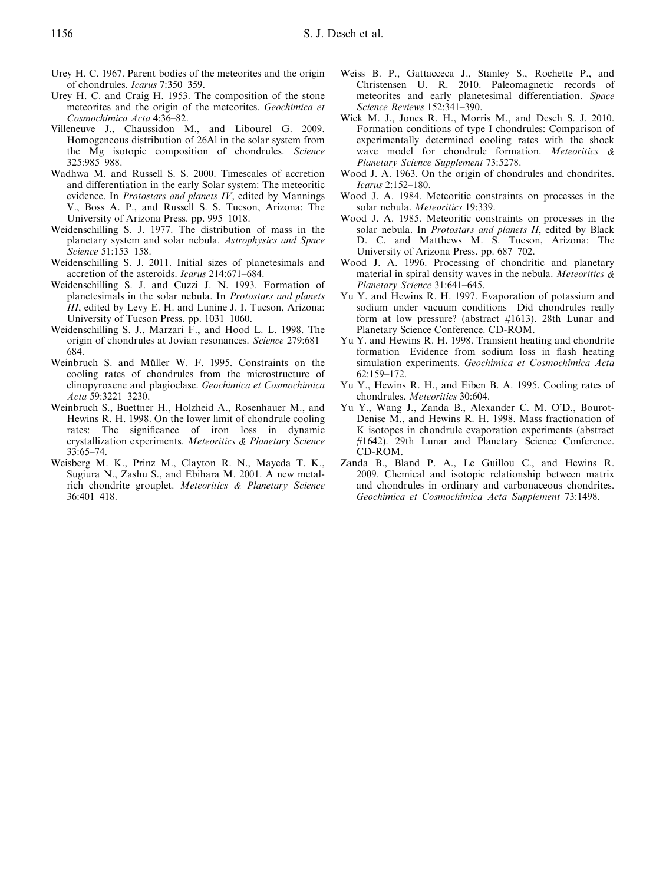Urey H. C. 1967. Parent bodies of the meteorites and the origin of chondrules. *Icarus* 7:350–359.

Urey H. C. and Craig H. 1953. The composition of the stone meteorites and the origin of the meteorites. *Geochimica et Cosmochimica Acta* 4:36–82.

Villeneuve J., Chaussidon M., and Libourel G. 2009. Homogeneous distribution of 26Al in the solar system from the Mg isotopic composition of chondrules. *Science* 325:985–988.

Wadhwa M. and Russell S. S. 2000. Timescales of accretion and differentiation in the early Solar system: The meteoritic evidence. In *Protostars and planets IV*, edited by Mannings V., Boss A. P., and Russell S. S. Tucson, Arizona: The University of Arizona Press. pp. 995–1018.

Weidenschilling S. J. 1977. The distribution of mass in the planetary system and solar nebula. *Astrophysics and Space Science* 51:153–158.

Weidenschilling S. J. 2011. Initial sizes of planetesimals and accretion of the asteroids. *Icarus* 214:671–684.

Weidenschilling S. J. and Cuzzi J. N. 1993. Formation of planetesimals in the solar nebula. In *Protostars and planets III*, edited by Levy E. H. and Lunine J. I. Tucson, Arizona: University of Tucson Press. pp. 1031–1060.

Weidenschilling S. J., Marzari F., and Hood L. L. 1998. The origin of chondrules at Jovian resonances. *Science* 279:681–684.

Weinbruch S. and Müller W. F. 1995. Constraints on the cooling rates of chondrules from the microstructure of clinopyroxene and plagioclase. *Geochimica et Cosmochimica Acta* 59:3221–3230.

Weinbruch S., Buettner H., Holzheid A., Rosenhauer M., and Hewins R. H. 1998. On the lower limit of chondrule cooling rates: The significance of iron loss in dynamic crystallization experiments. *Meteoritics & Planetary Science* 33:65–74.

Weisberg M. K., Prinz M., Clayton R. N., Mayeda T. K., Sugiura N., Zashu S., and Ebihara M. 2001. A new metal-rich chondrite grouplet. *Meteoritics & Planetary Science* 36:401–418.

Weiss B. P., Gattacceca J., Stanley S., Rochette P., and Christensen U. R. 2010. Paleomagnetic records of meteorites and early planetesimal differentiation. *Space Science Reviews* 152:341–390.

Wick M. J., Jones R. H., Morris M., and Desch S. J. 2010. Formation conditions of type I chondrules: Comparison of experimentally determined cooling rates with the shock wave model for chondrule formation. *Meteoritics & Planetary Science Supplement* 73:5278.

Wood J. A. 1963. On the origin of chondrules and chondrites. *Icarus* 2:152–180.

Wood J. A. 1984. Meteoritic constraints on processes in the solar nebula. *Meteoritics* 19:339.

Wood J. A. 1985. Meteoritic constraints on processes in the solar nebula. In *Protostars and planets II*, edited by Black D. C. and Matthews M. S. Tucson, Arizona: The University of Arizona Press. pp. 687–702.

Wood J. A. 1996. Processing of chondritic and planetary material in spiral density waves in the nebula. *Meteoritics & Planetary Science* 31:641–645.

Yu Y. and Hewins R. H. 1997. Evaporation of potassium and sodium under vacuum conditions—Did chondrules really form at low pressure? (abstract #1613). 28th Lunar and Planetary Science Conference. CD-ROM.

Yu Y. and Hewins R. H. 1998. Transient heating and chondrite formation—Evidence from sodium loss in flash heating simulation experiments. *Geochimica et Cosmochimica Acta* 62:159–172.

Yu Y., Hewins R. H., and Eiben B. A. 1995. Cooling rates of chondrules. *Meteoritics* 30:604.

Yu Y., Wang J., Zanda B., Alexander C. M. O'D., Bourot-Denise M., and Hewins R. H. 1998. Mass fractionation of K isotopes in chondrule evaporation experiments (abstract #1642). 29th Lunar and Planetary Science Conference. CD-ROM.

Zanda B., Bland P. A., Le Guillou C., and Hewins R. 2009. Chemical and isotopic relationship between matrix and chondrules in ordinary and carbonaceous chondrites. *Geochimica et Cosmochimica Acta Supplement* 73:1498.